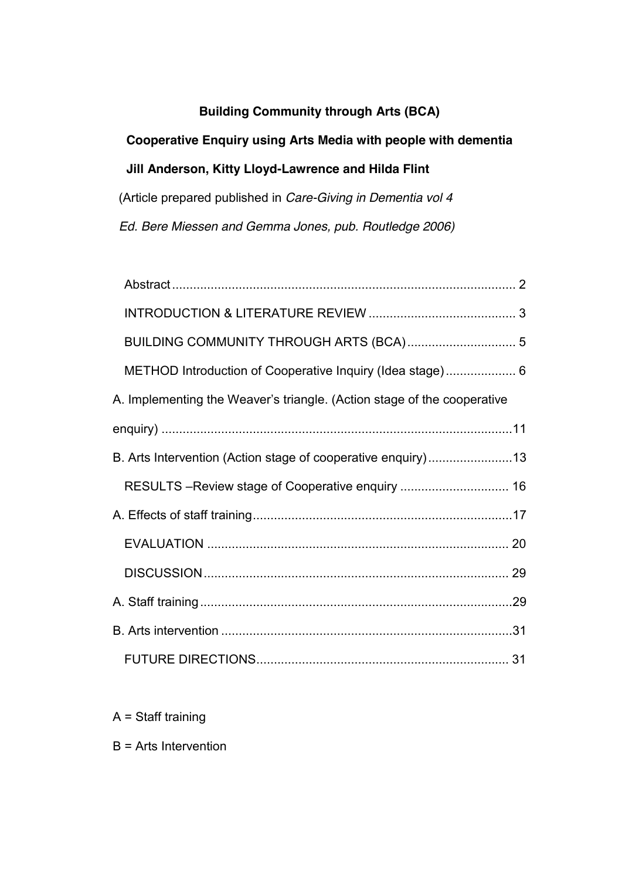**Building Community through Arts (BCA)**

**Cooperative Enquiry using Arts Media with people with dementia**

**Jill Anderson, Kitty Lloyd-Lawrence and Hilda Flint**

(Article prepared published in *Care-Giving in Dementia vol 4*

*Ed. Bere Miessen and Gemma Jones, pub. Routledge 2006)*

Abstract .................................................................................................. 2

INTRODUCTION & LITERATURE REVIEW .......................................... 3

BUILDING COMMUNITY THROUGH ARTS (BCA) ............................... 5

METHOD Introduction of Cooperative Inquiry (Idea stage) .................... 6

A. Implementing the Weaver's triangle. (Action stage of the cooperative enquiry) ....................................................................................................11

B. Arts Intervention (Action stage of cooperative enquiry) ........................13

RESULTS –Review stage of Cooperative enquiry ............................... 16

A. Effects of staff training ..........................................................................17

EVALUATION ...................................................................................... 20

DISCUSSION ....................................................................................... 29

A. Staff training .........................................................................................29

B. Arts intervention ...................................................................................31

FUTURE DIRECTIONS ........................................................................ 31

A = Staff training

B = Arts Intervention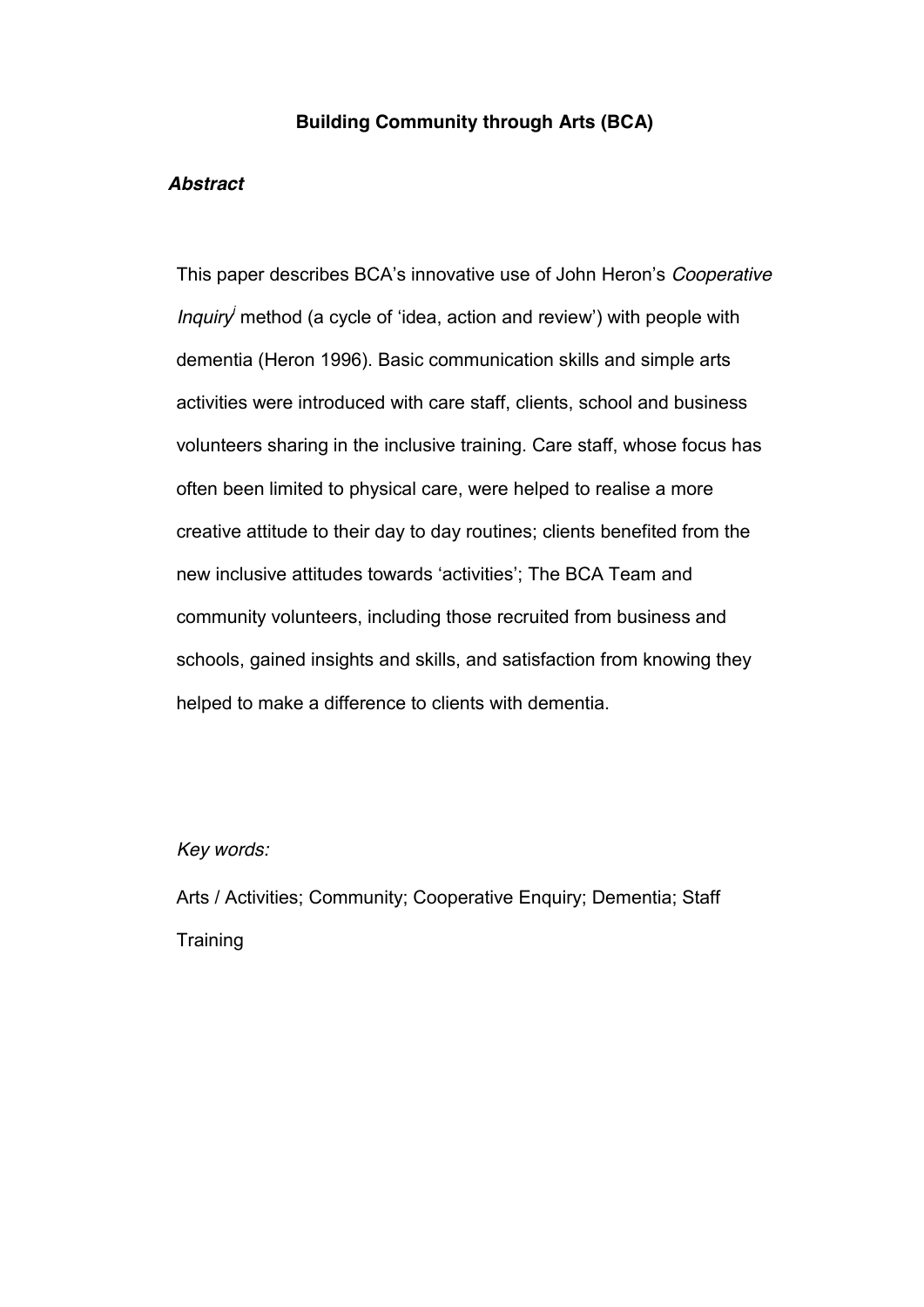**Building Community through Arts (BCA)**

***Abstract***

This paper describes BCA's innovative use of John Heron's *Cooperative Inquiry*[i] method (a cycle of 'idea, action and review') with people with dementia (Heron 1996). Basic communication skills and simple arts activities were introduced with care staff, clients, school and business volunteers sharing in the inclusive training. Care staff, whose focus has often been limited to physical care, were helped to realise a more creative attitude to their day to day routines; clients benefited from the new inclusive attitudes towards 'activities'; The BCA Team and community volunteers, including those recruited from business and schools, gained insights and skills, and satisfaction from knowing they helped to make a difference to clients with dementia.

*Key words:*

Arts / Activities; Community; Cooperative Enquiry; Dementia; Staff Training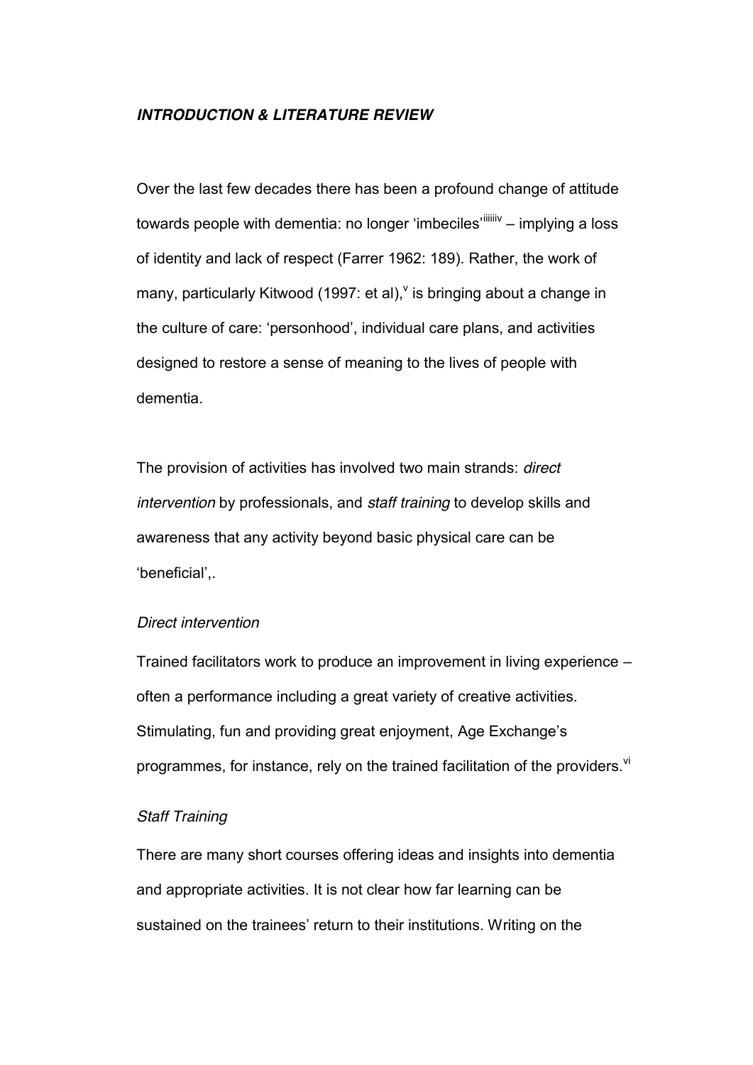### *INTRODUCTION & LITERATURE REVIEW*

Over the last few decades there has been a profound change of attitude towards people with dementia: no longer 'imbeciles'[i][ii][iii][iv] – implying a loss of identity and lack of respect (Farrer 1962: 189). Rather, the work of many, particularly Kitwood (1997: et al),[v] is bringing about a change in the culture of care: 'personhood', individual care plans, and activities designed to restore a sense of meaning to the lives of people with dementia.

The provision of activities has involved two main strands: *direct intervention* by professionals, and *staff training* to develop skills and awareness that any activity beyond basic physical care can be 'beneficial',.

*Direct intervention*

Trained facilitators work to produce an improvement in living experience – often a performance including a great variety of creative activities. Stimulating, fun and providing great enjoyment, Age Exchange's programmes, for instance, rely on the trained facilitation of the providers.[vi]

*Staff Training*

There are many short courses offering ideas and insights into dementia and appropriate activities. It is not clear how far learning can be sustained on the trainees' return to their institutions. Writing on the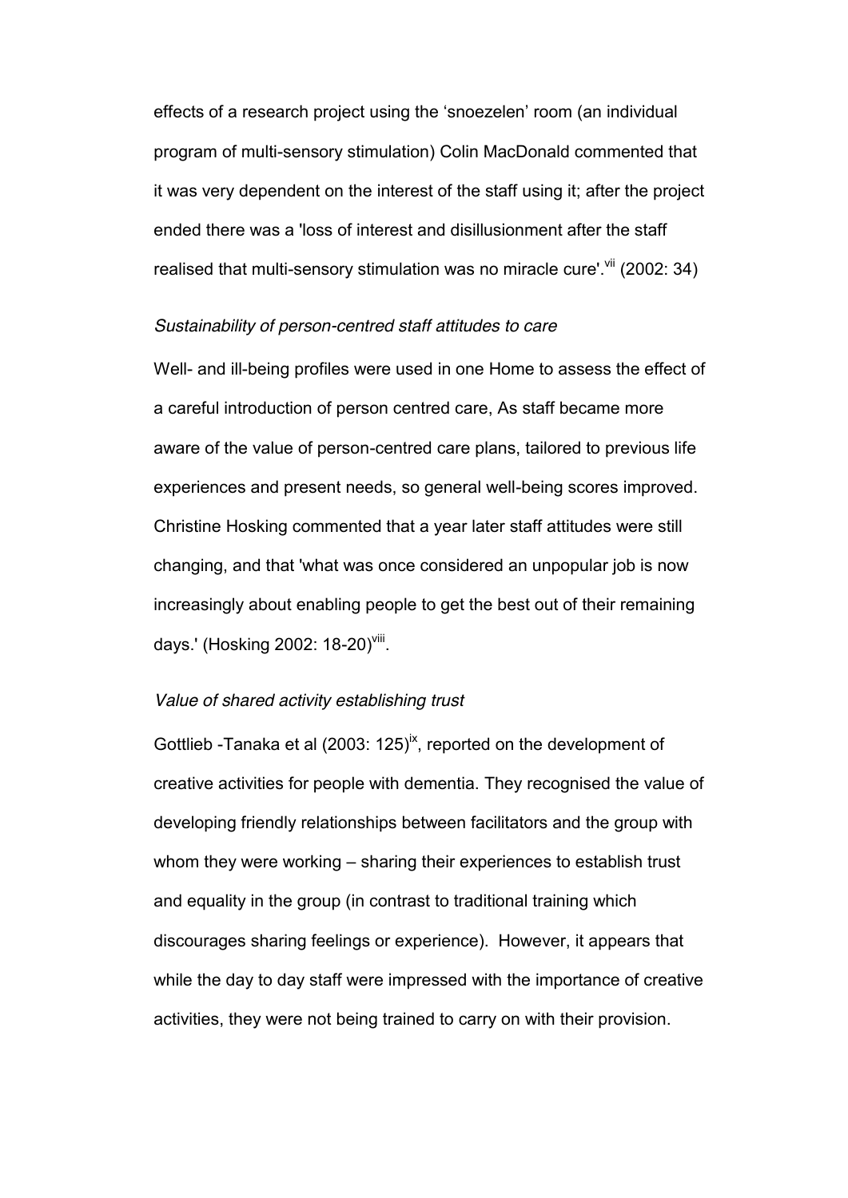effects of a research project using the 'snoezelen' room (an individual program of multi-sensory stimulation) Colin MacDonald commented that it was very dependent on the interest of the staff using it; after the project ended there was a 'loss of interest and disillusionment after the staff realised that multi-sensory stimulation was no miracle cure'.[vii] (2002: 34)

*Sustainability of person-centred staff attitudes to care*

Well- and ill-being profiles were used in one Home to assess the effect of a careful introduction of person centred care, As staff became more aware of the value of person-centred care plans, tailored to previous life experiences and present needs, so general well-being scores improved. Christine Hosking commented that a year later staff attitudes were still changing, and that 'what was once considered an unpopular job is now increasingly about enabling people to get the best out of their remaining days.' (Hosking 2002: 18-20)[viii].

*Value of shared activity establishing trust*

Gottlieb -Tanaka et al (2003: 125)[ix], reported on the development of creative activities for people with dementia. They recognised the value of developing friendly relationships between facilitators and the group with whom they were working – sharing their experiences to establish trust and equality in the group (in contrast to traditional training which discourages sharing feelings or experience). However, it appears that while the day to day staff were impressed with the importance of creative activities, they were not being trained to carry on with their provision.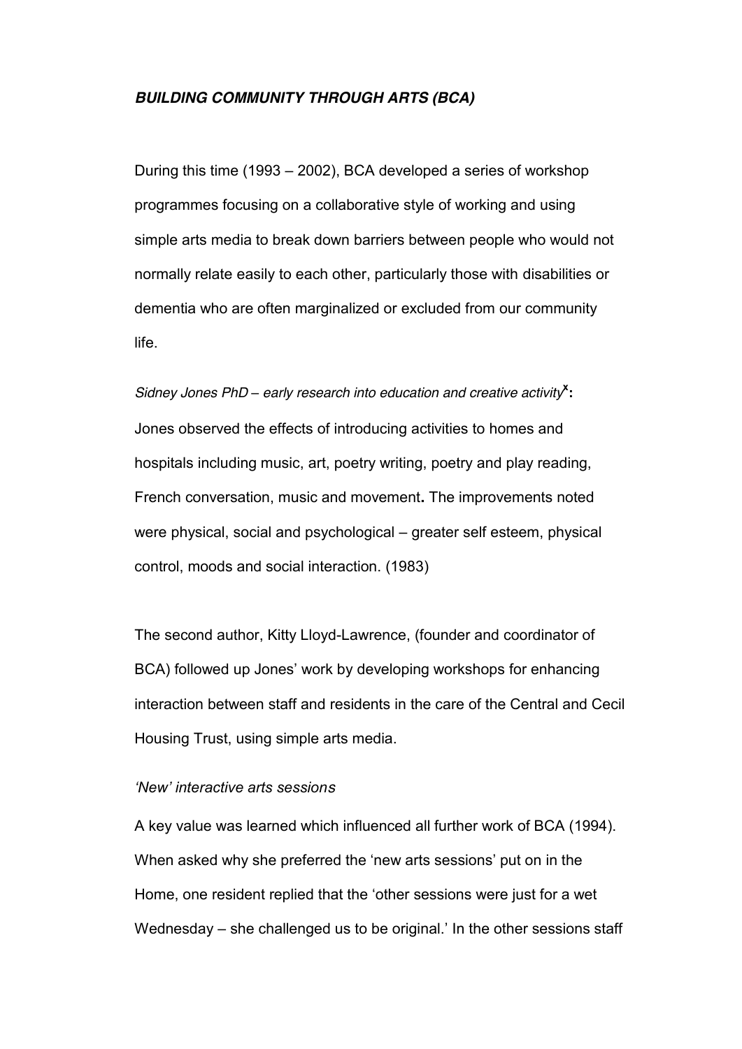***BUILDING COMMUNITY THROUGH ARTS (BCA)***

During this time (1993 – 2002), BCA developed a series of workshop programmes focusing on a collaborative style of working and using simple arts media to break down barriers between people who would not normally relate easily to each other, particularly those with disabilities or dementia who are often marginalized or excluded from our community life.

*Sidney Jones PhD – early research into education and creative activity*[x]**:** Jones observed the effects of introducing activities to homes and hospitals including music, art, poetry writing, poetry and play reading, French conversation, music and movement**.** The improvements noted were physical, social and psychological – greater self esteem, physical control, moods and social interaction. (1983)

The second author, Kitty Lloyd-Lawrence, (founder and coordinator of BCA) followed up Jones' work by developing workshops for enhancing interaction between staff and residents in the care of the Central and Cecil Housing Trust, using simple arts media.

*'New' interactive arts sessions*

A key value was learned which influenced all further work of BCA (1994). When asked why she preferred the 'new arts sessions' put on in the Home, one resident replied that the 'other sessions were just for a wet Wednesday – she challenged us to be original.' In the other sessions staff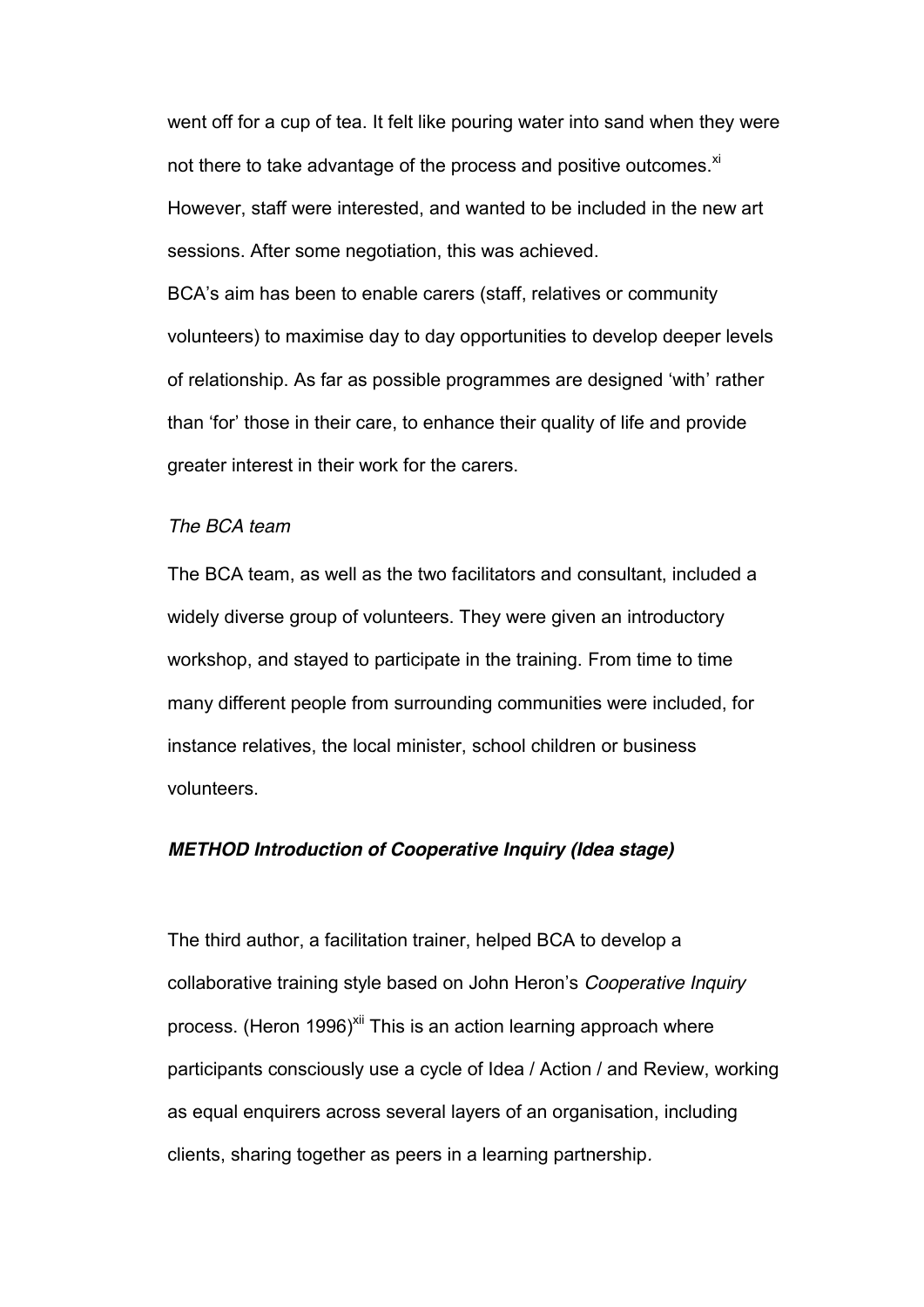went off for a cup of tea. It felt like pouring water into sand when they were not there to take advantage of the process and positive outcomes.[xi] However, staff were interested, and wanted to be included in the new art sessions. After some negotiation, this was achieved.

BCA's aim has been to enable carers (staff, relatives or community volunteers) to maximise day to day opportunities to develop deeper levels of relationship. As far as possible programmes are designed 'with' rather than 'for' those in their care, to enhance their quality of life and provide greater interest in their work for the carers.

*The BCA team*

The BCA team, as well as the two facilitators and consultant, included a widely diverse group of volunteers. They were given an introductory workshop, and stayed to participate in the training. From time to time many different people from surrounding communities were included, for instance relatives, the local minister, school children or business volunteers.

***METHOD Introduction of Cooperative Inquiry (Idea stage)***

The third author, a facilitation trainer, helped BCA to develop a collaborative training style based on John Heron's *Cooperative Inquiry* process. (Heron 1996)[xii] This is an action learning approach where participants consciously use a cycle of Idea / Action / and Review, working as equal enquirers across several layers of an organisation, including clients, sharing together as peers in a learning partnership.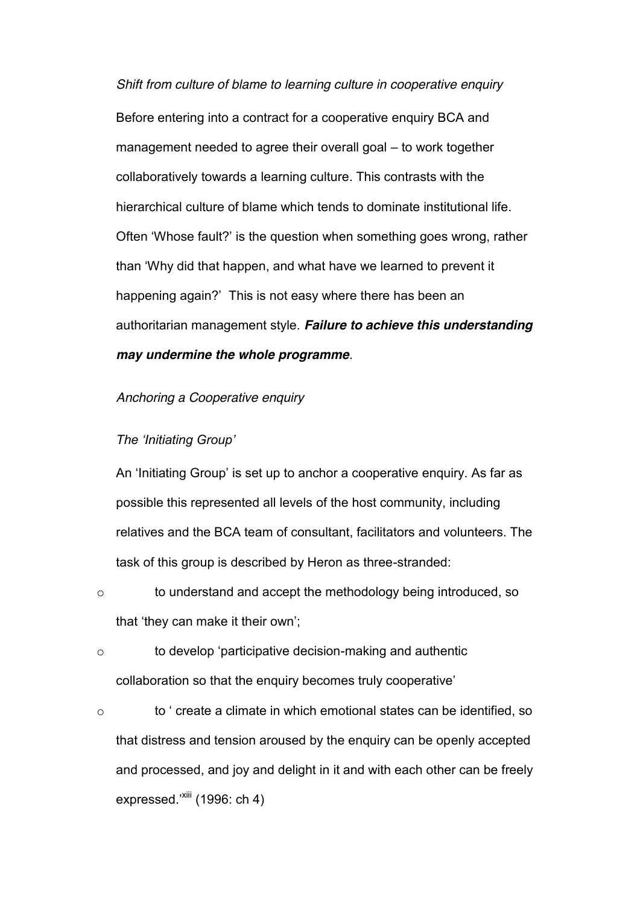*Shift from culture of blame to learning culture in cooperative enquiry*

Before entering into a contract for a cooperative enquiry BCA and management needed to agree their overall goal – to work together collaboratively towards a learning culture. This contrasts with the hierarchical culture of blame which tends to dominate institutional life. Often 'Whose fault?' is the question when something goes wrong, rather than 'Why did that happen, and what have we learned to prevent it happening again?' This is not easy where there has been an authoritarian management style. ***Failure to achieve this understanding may undermine the whole programme***.

*Anchoring a Cooperative enquiry*

*The 'Initiating Group'*

An 'Initiating Group' is set up to anchor a cooperative enquiry. As far as possible this represented all levels of the host community, including relatives and the BCA team of consultant, facilitators and volunteers. The task of this group is described by Heron as three-stranded:

- to understand and accept the methodology being introduced, so that 'they can make it their own';
- to develop 'participative decision-making and authentic collaboration so that the enquiry becomes truly cooperative'
- to ' create a climate in which emotional states can be identified, so that distress and tension aroused by the enquiry can be openly accepted and processed, and joy and delight in it and with each other can be freely expressed.'[xiii] (1996: ch 4)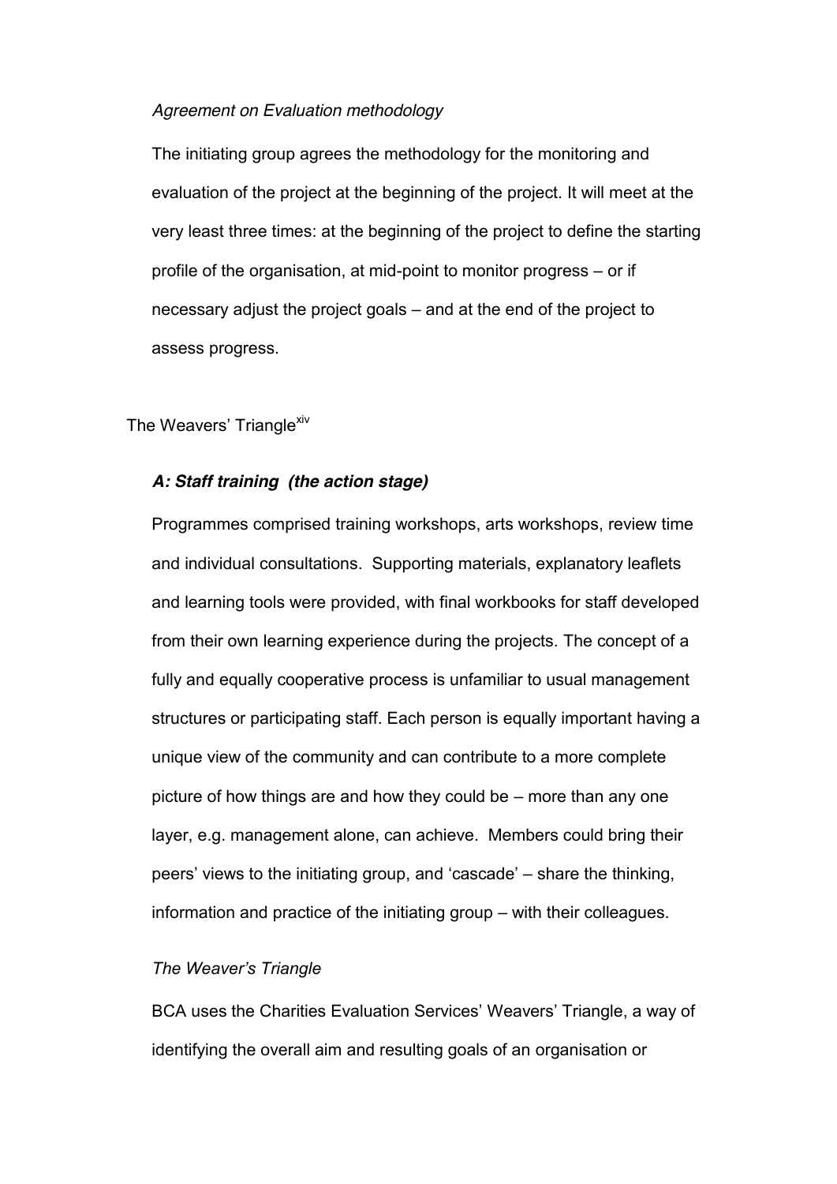*Agreement on Evaluation methodology*

The initiating group agrees the methodology for the monitoring and evaluation of the project at the beginning of the project. It will meet at the very least three times: at the beginning of the project to define the starting profile of the organisation, at mid-point to monitor progress – or if necessary adjust the project goals – and at the end of the project to assess progress.

The Weavers' Triangle[xiv]

***A: Staff training (the action stage)***

Programmes comprised training workshops, arts workshops, review time and individual consultations. Supporting materials, explanatory leaflets and learning tools were provided, with final workbooks for staff developed from their own learning experience during the projects. The concept of a fully and equally cooperative process is unfamiliar to usual management structures or participating staff. Each person is equally important having a unique view of the community and can contribute to a more complete picture of how things are and how they could be – more than any one layer, e.g. management alone, can achieve. Members could bring their peers' views to the initiating group, and 'cascade' – share the thinking, information and practice of the initiating group – with their colleagues.

*The Weaver's Triangle*

BCA uses the Charities Evaluation Services' Weavers' Triangle, a way of identifying the overall aim and resulting goals of an organisation or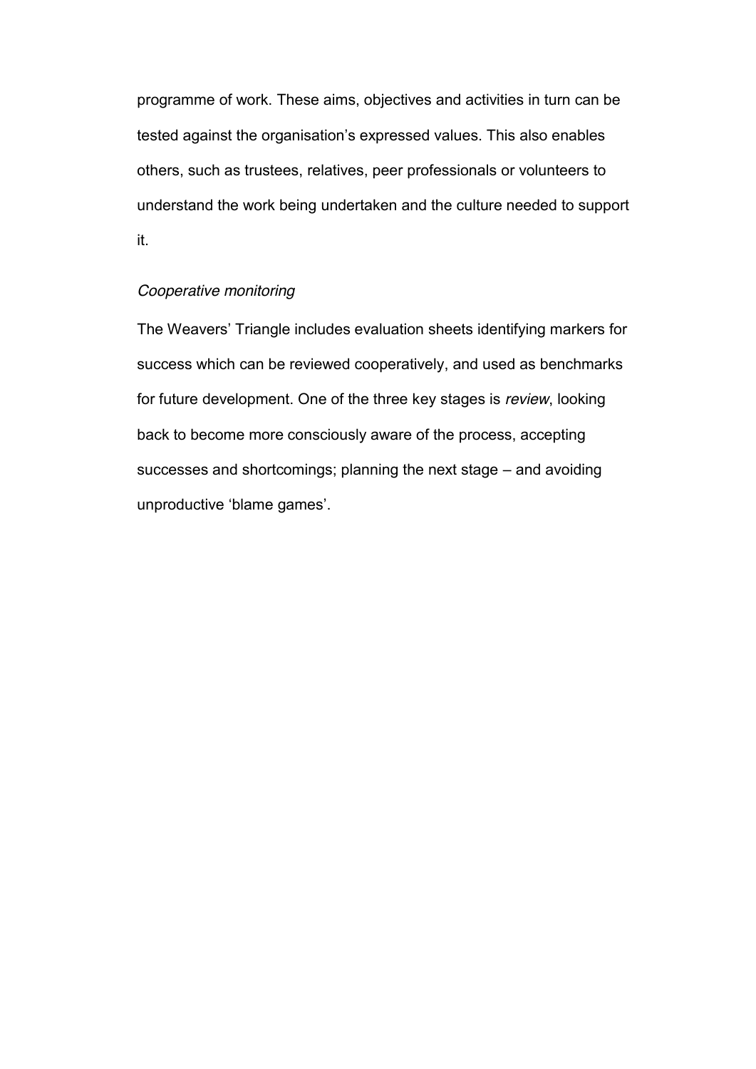programme of work. These aims, objectives and activities in turn can be tested against the organisation's expressed values. This also enables others, such as trustees, relatives, peer professionals or volunteers to understand the work being undertaken and the culture needed to support it.

*Cooperative monitoring*

The Weavers' Triangle includes evaluation sheets identifying markers for success which can be reviewed cooperatively, and used as benchmarks for future development. One of the three key stages is *review*, looking back to become more consciously aware of the process, accepting successes and shortcomings; planning the next stage – and avoiding unproductive 'blame games'.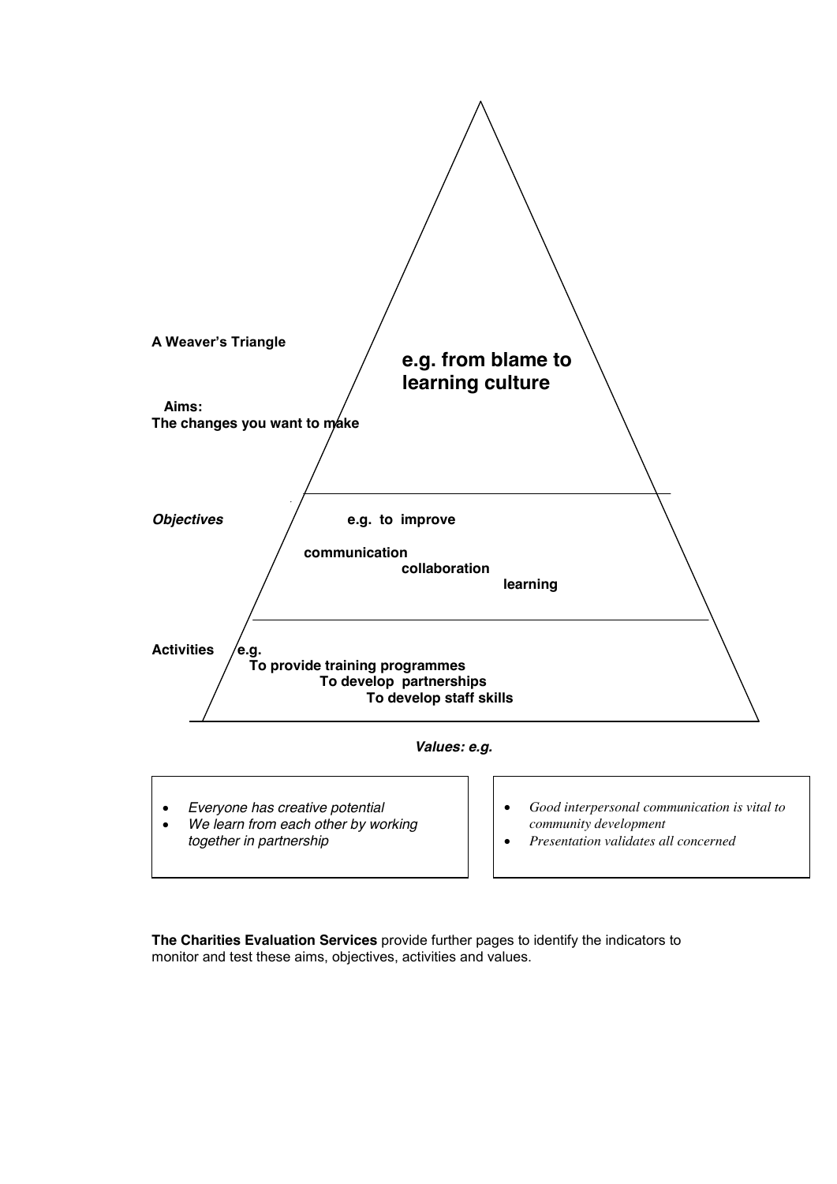**A Weaver's Triangle**

**Aims:**
**The changes you want to make**

**e.g. from blame to learning culture**

***Objectives***

**e.g. to improve**

**communication**
**collaboration**
**learning**

**Activities**

**e.g.**
**To provide training programmes**
**To develop partnerships**
**To develop staff skills**

***Values: e.g.***

- *Everyone has creative potential*
- *We learn from each other by working together in partnership*

- *Good interpersonal communication is vital to community development*
- *Presentation validates all concerned*

**The Charities Evaluation Services** provide further pages to identify the indicators to monitor and test these aims, objectives, activities and values.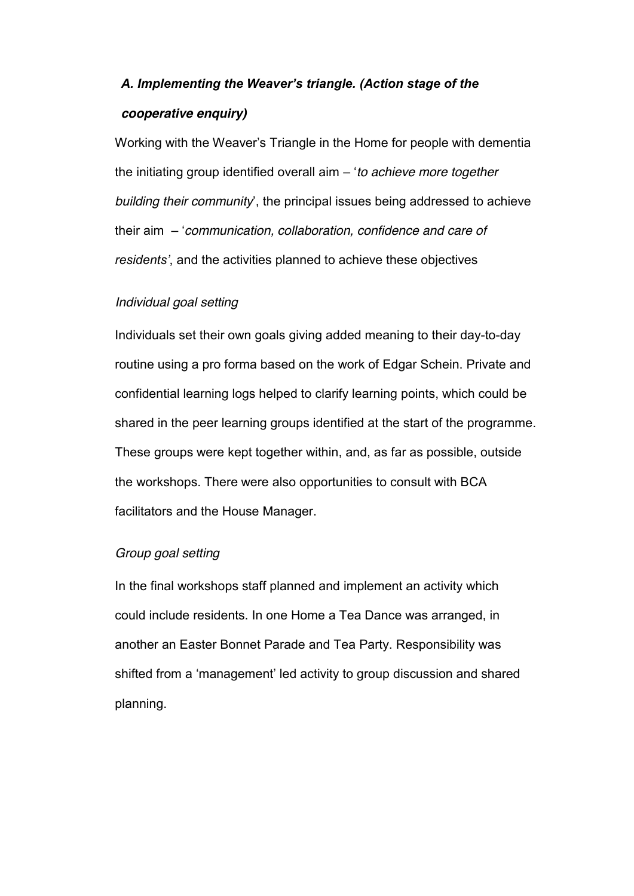### *A. Implementing the Weaver's triangle. (Action stage of the cooperative enquiry)*

Working with the Weaver's Triangle in the Home for people with dementia the initiating group identified overall aim – '*to achieve more together building their community*', the principal issues being addressed to achieve their aim – '*communication, collaboration, confidence and care of residents'*, and the activities planned to achieve these objectives

*Individual goal setting*

Individuals set their own goals giving added meaning to their day-to-day routine using a pro forma based on the work of Edgar Schein. Private and confidential learning logs helped to clarify learning points, which could be shared in the peer learning groups identified at the start of the programme. These groups were kept together within, and, as far as possible, outside the workshops. There were also opportunities to consult with BCA facilitators and the House Manager.

*Group goal setting*

In the final workshops staff planned and implement an activity which could include residents. In one Home a Tea Dance was arranged, in another an Easter Bonnet Parade and Tea Party. Responsibility was shifted from a 'management' led activity to group discussion and shared planning.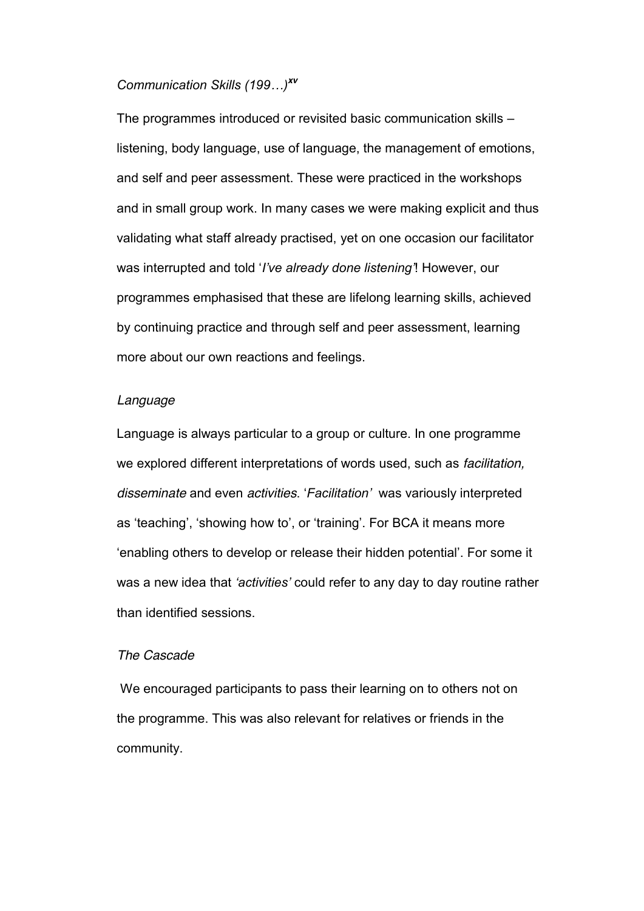*Communication Skills (199…)*[xv]

The programmes introduced or revisited basic communication skills – listening, body language, use of language, the management of emotions, and self and peer assessment. These were practiced in the workshops and in small group work. In many cases we were making explicit and thus validating what staff already practised, yet on one occasion our facilitator was interrupted and told '*I've already done listening'*! However, our programmes emphasised that these are lifelong learning skills, achieved by continuing practice and through self and peer assessment, learning more about our own reactions and feelings.

*Language*

Language is always particular to a group or culture. In one programme we explored different interpretations of words used, such as *facilitation, disseminate* and even *activities*. '*Facilitation'* was variously interpreted as 'teaching', 'showing how to', or 'training'. For BCA it means more 'enabling others to develop or release their hidden potential'. For some it was a new idea that *'activities'* could refer to any day to day routine rather than identified sessions.

*The Cascade*

We encouraged participants to pass their learning on to others not on the programme. This was also relevant for relatives or friends in the community.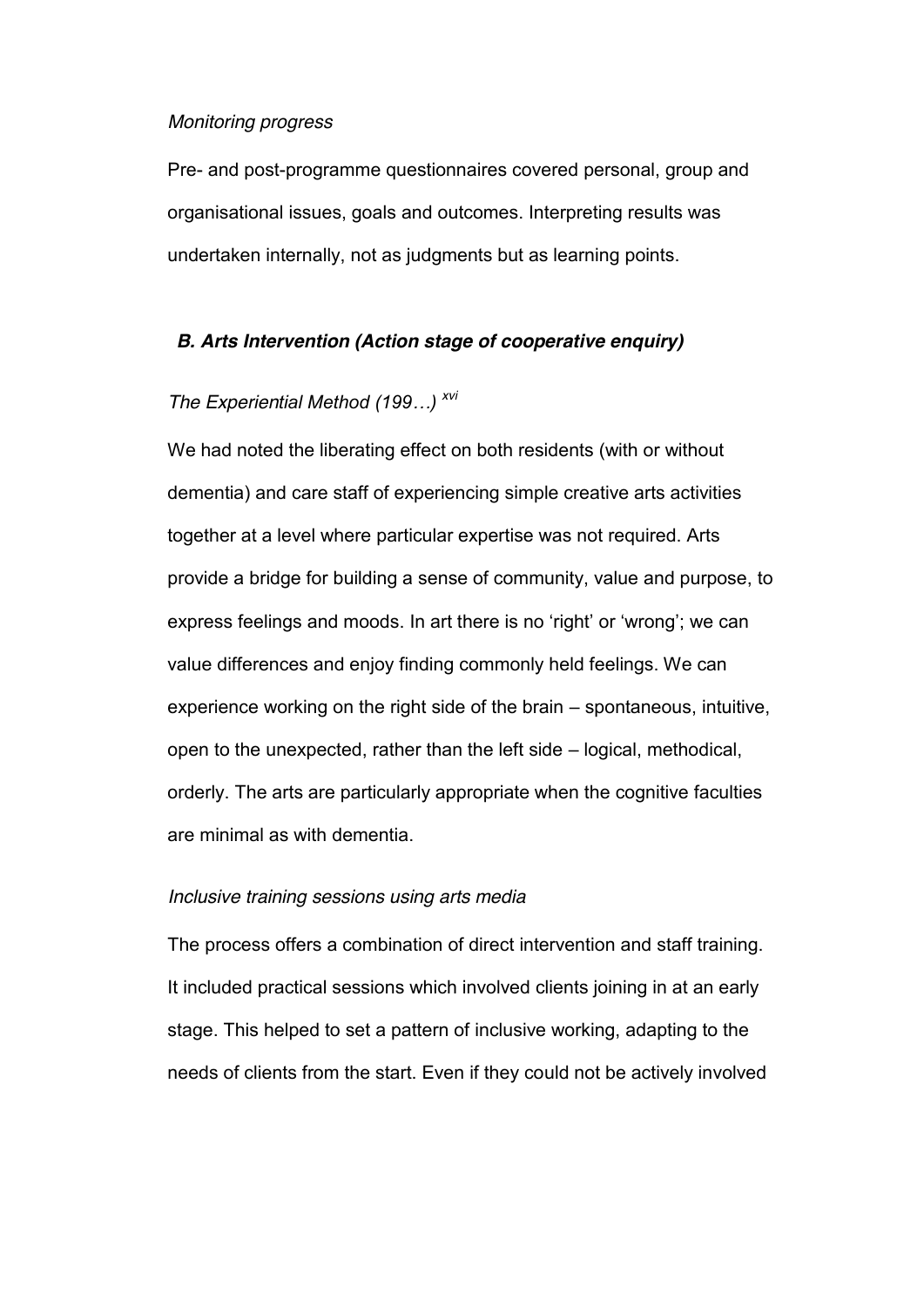*Monitoring progress*

Pre- and post-programme questionnaires covered personal, group and organisational issues, goals and outcomes. Interpreting results was undertaken internally, not as judgments but as learning points.

### *B. Arts Intervention (Action stage of cooperative enquiry)*

*The Experiential Method (199…)* [xvi]

We had noted the liberating effect on both residents (with or without dementia) and care staff of experiencing simple creative arts activities together at a level where particular expertise was not required. Arts provide a bridge for building a sense of community, value and purpose, to express feelings and moods. In art there is no 'right' or 'wrong'; we can value differences and enjoy finding commonly held feelings. We can experience working on the right side of the brain – spontaneous, intuitive, open to the unexpected, rather than the left side – logical, methodical, orderly. The arts are particularly appropriate when the cognitive faculties are minimal as with dementia.

*Inclusive training sessions using arts media*

The process offers a combination of direct intervention and staff training. It included practical sessions which involved clients joining in at an early stage. This helped to set a pattern of inclusive working, adapting to the needs of clients from the start. Even if they could not be actively involved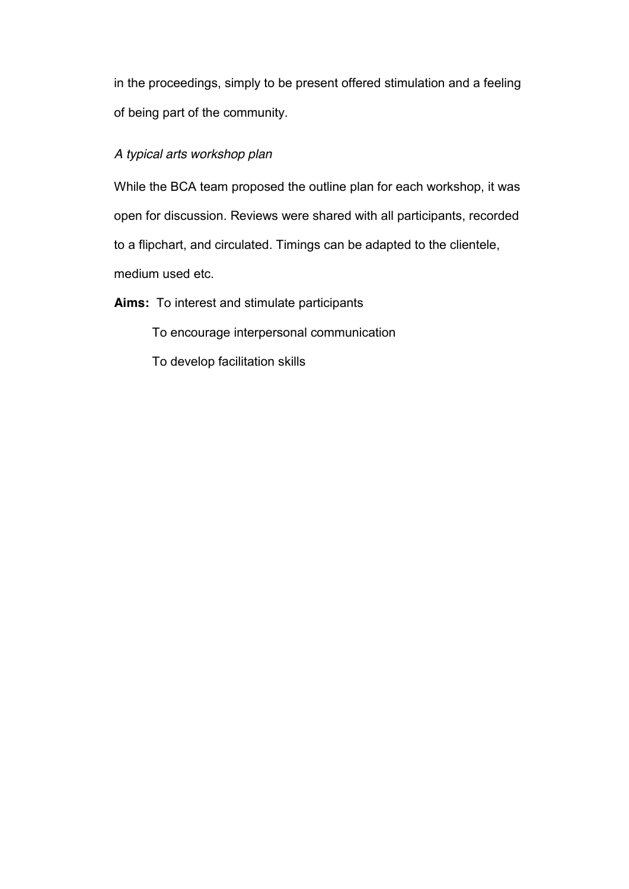in the proceedings, simply to be present offered stimulation and a feeling of being part of the community.

*A typical arts workshop plan*

While the BCA team proposed the outline plan for each workshop, it was open for discussion. Reviews were shared with all participants, recorded to a flipchart, and circulated. Timings can be adapted to the clientele, medium used etc.

**Aims:** To interest and stimulate participants

To encourage interpersonal communication

To develop facilitation skills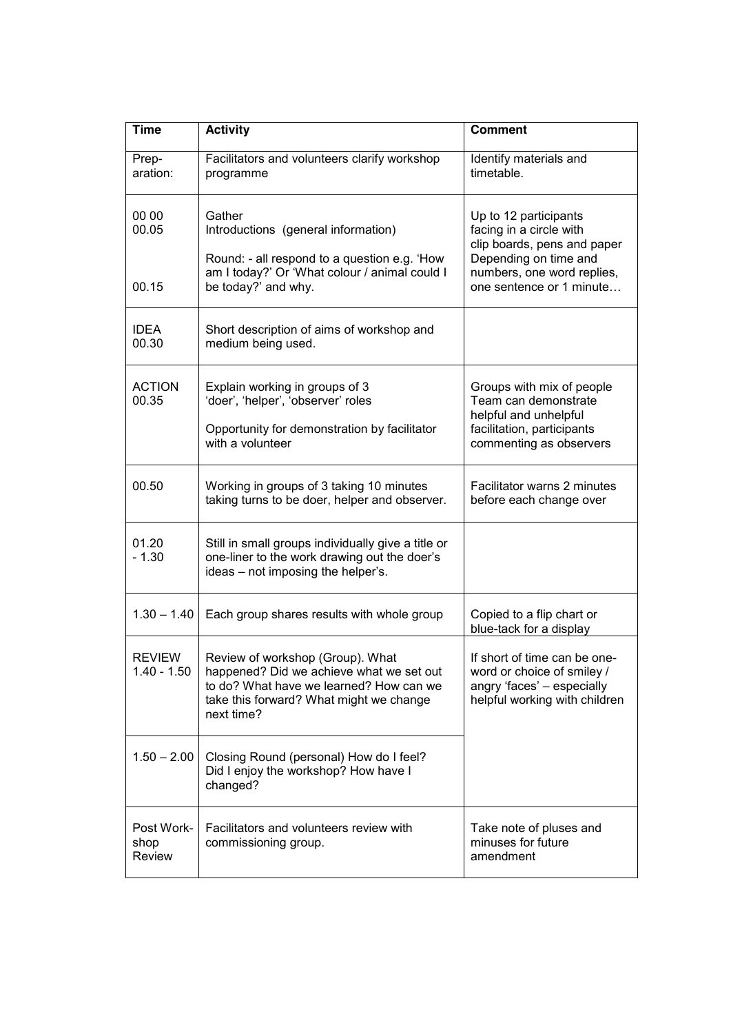| Time | Activity | Comment |
|---|---|---|
| Prep-aration: | Facilitators and volunteers clarify workshop programme | Identify materials and timetable. |
| 00 00<br>00.05<br><br>00.15 | Gather<br>Introductions (general information)<br><br>Round: - all respond to a question e.g. 'How am I today?' Or 'What colour / animal could I be today?' and why. | Up to 12 participants facing in a circle with clip boards, pens and paper<br>Depending on time and numbers, one word replies, one sentence or 1 minute… |
| IDEA<br>00.30 | Short description of aims of workshop and medium being used. | |
| ACTION<br>00.35 | Explain working in groups of 3<br>'doer', 'helper', 'observer' roles<br><br>Opportunity for demonstration by facilitator with a volunteer | Groups with mix of people<br>Team can demonstrate helpful and unhelpful facilitation, participants commenting as observers |
| 00.50 | Working in groups of 3 taking 10 minutes taking turns to be doer, helper and observer. | Facilitator warns 2 minutes before each change over |
| 01.20<br>- 1.30 | Still in small groups individually give a title or one-liner to the work drawing out the doer's ideas – not imposing the helper's. | |
| 1.30 – 1.40 | Each group shares results with whole group | Copied to a flip chart or blue-tack for a display |
| REVIEW<br>1.40 - 1.50 | Review of workshop (Group). What happened? Did we achieve what we set out to do? What have we learned? How can we take this forward? What might we change next time? | If short of time can be one-word or choice of smiley / angry 'faces' – especially helpful working with children |
| 1.50 – 2.00 | Closing Round (personal) How do I feel? Did I enjoy the workshop? How have I changed? | |
| Post Work-shop Review | Facilitators and volunteers review with commissioning group. | Take note of pluses and minuses for future amendment |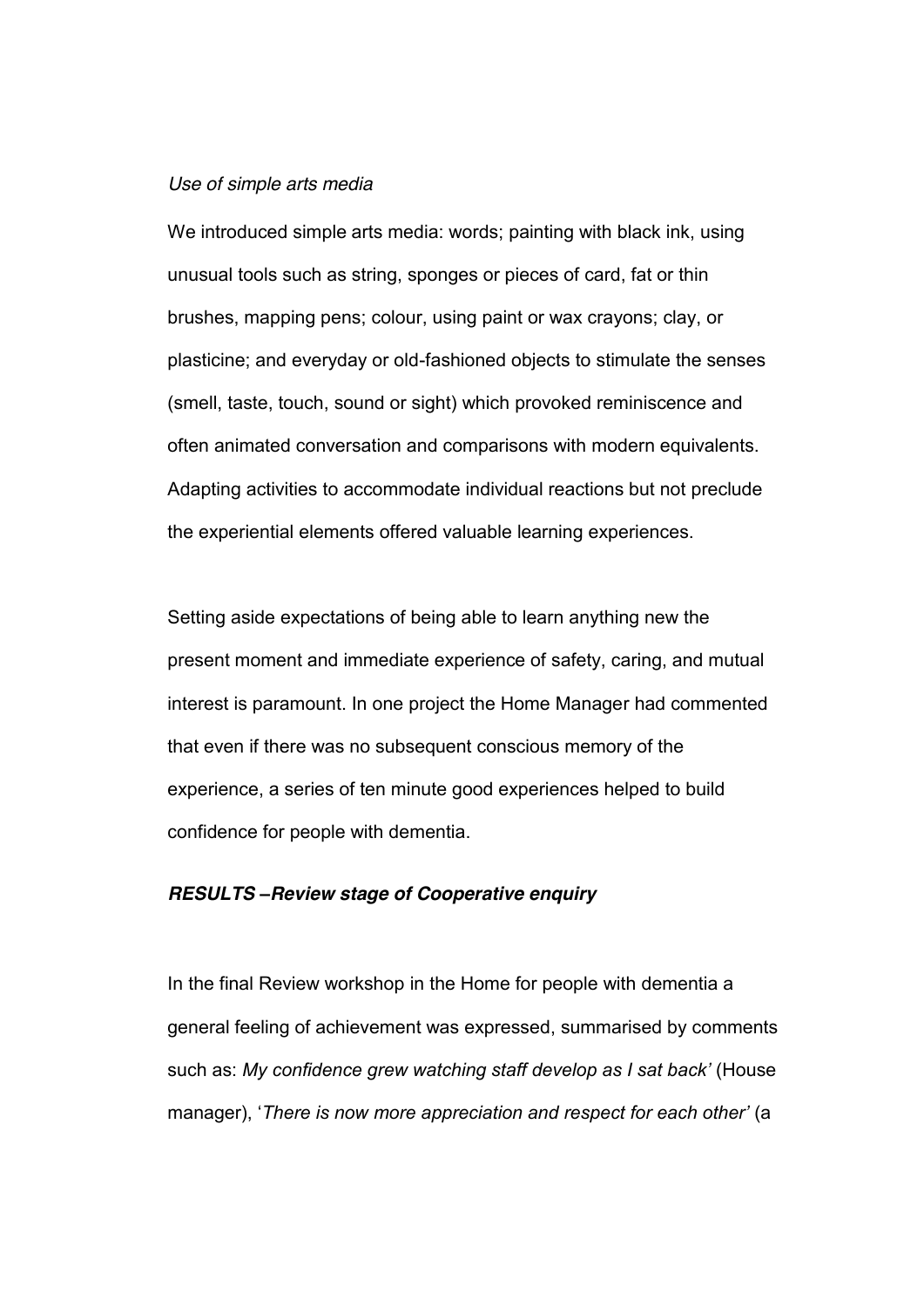*Use of simple arts media*

We introduced simple arts media: words; painting with black ink, using unusual tools such as string, sponges or pieces of card, fat or thin brushes, mapping pens; colour, using paint or wax crayons; clay, or plasticine; and everyday or old-fashioned objects to stimulate the senses (smell, taste, touch, sound or sight) which provoked reminiscence and often animated conversation and comparisons with modern equivalents. Adapting activities to accommodate individual reactions but not preclude the experiential elements offered valuable learning experiences.

Setting aside expectations of being able to learn anything new the present moment and immediate experience of safety, caring, and mutual interest is paramount. In one project the Home Manager had commented that even if there was no subsequent conscious memory of the experience, a series of ten minute good experiences helped to build confidence for people with dementia.

***RESULTS –Review stage of Cooperative enquiry***

In the final Review workshop in the Home for people with dementia a general feeling of achievement was expressed, summarised by comments such as: *My confidence grew watching staff develop as I sat back'* (House manager), '*There is now more appreciation and respect for each other'* (a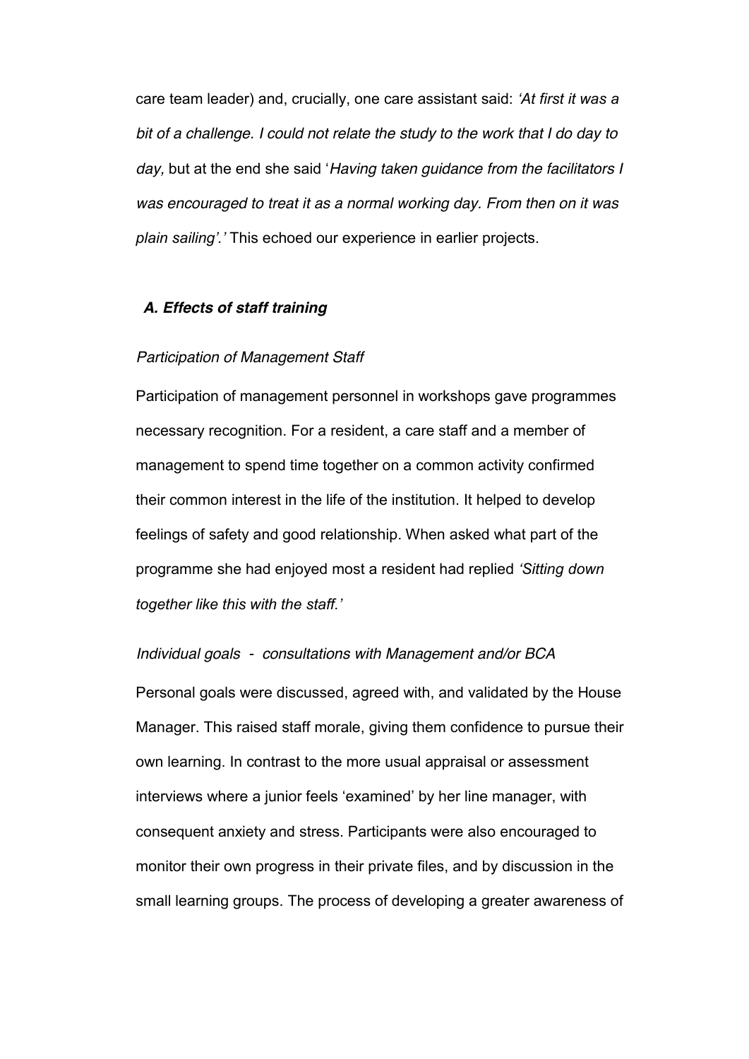care team leader) and, crucially, one care assistant said: *'At first it was a bit of a challenge. I could not relate the study to the work that I do day to day,* but at the end she said '*Having taken guidance from the facilitators I was encouraged to treat it as a normal working day. From then on it was plain sailing'.'* This echoed our experience in earlier projects.

### *A. Effects of staff training*

*Participation of Management Staff*

Participation of management personnel in workshops gave programmes necessary recognition. For a resident, a care staff and a member of management to spend time together on a common activity confirmed their common interest in the life of the institution. It helped to develop feelings of safety and good relationship. When asked what part of the programme she had enjoyed most a resident had replied *'Sitting down together like this with the staff.'*

*Individual goals - consultations with Management and/or BCA*

Personal goals were discussed, agreed with, and validated by the House Manager. This raised staff morale, giving them confidence to pursue their own learning. In contrast to the more usual appraisal or assessment interviews where a junior feels 'examined' by her line manager, with consequent anxiety and stress. Participants were also encouraged to monitor their own progress in their private files, and by discussion in the small learning groups. The process of developing a greater awareness of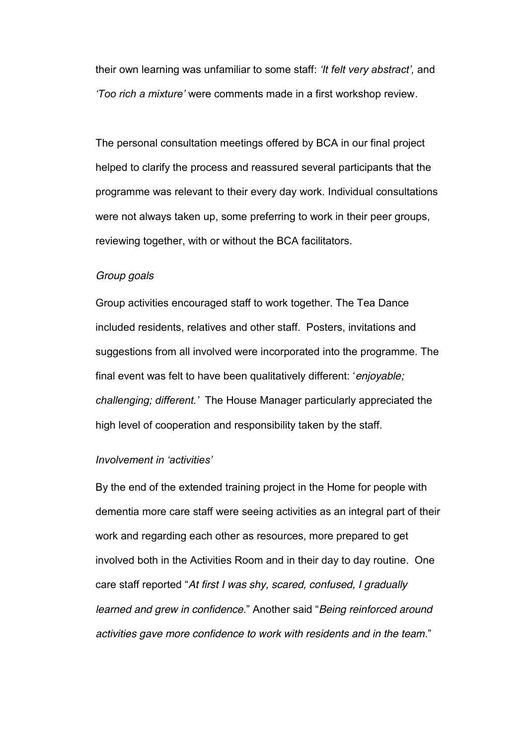their own learning was unfamiliar to some staff: *'It felt very abstract',* and *'Too rich a mixture'* were comments made in a first workshop review.

The personal consultation meetings offered by BCA in our final project helped to clarify the process and reassured several participants that the programme was relevant to their every day work. Individual consultations were not always taken up, some preferring to work in their peer groups, reviewing together, with or without the BCA facilitators.

*Group goals*

Group activities encouraged staff to work together. The Tea Dance included residents, relatives and other staff. Posters, invitations and suggestions from all involved were incorporated into the programme. The final event was felt to have been qualitatively different: '*enjoyable; challenging; different.'* The House Manager particularly appreciated the high level of cooperation and responsibility taken by the staff.

*Involvement in 'activities'*

By the end of the extended training project in the Home for people with dementia more care staff were seeing activities as an integral part of their work and regarding each other as resources, more prepared to get involved both in the Activities Room and in their day to day routine. One care staff reported "*At first I was shy, scared, confused, I gradually learned and grew in confidence*." Another said "*Being reinforced around activities gave more confidence to work with residents and in the team*."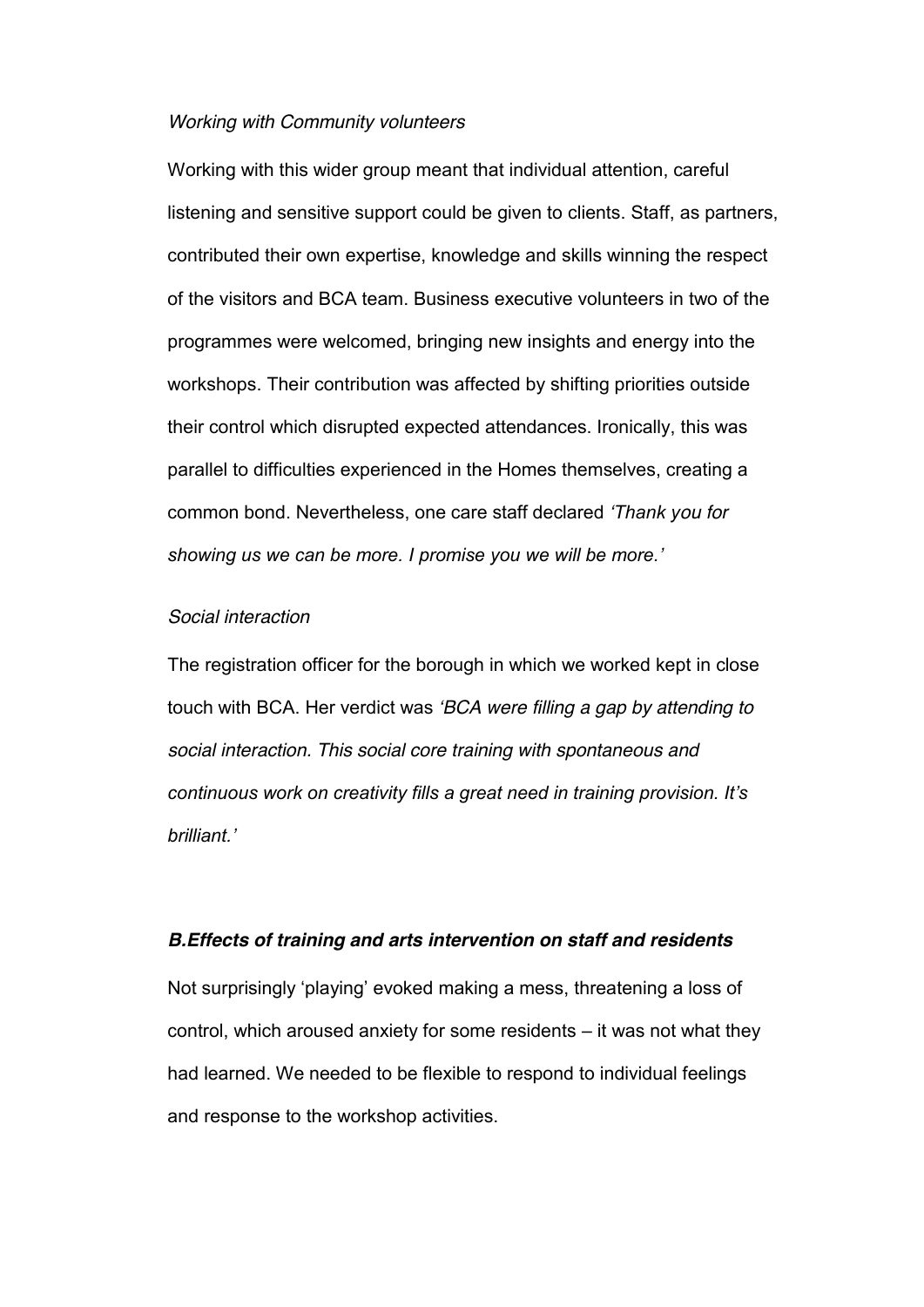*Working with Community volunteers*

Working with this wider group meant that individual attention, careful listening and sensitive support could be given to clients. Staff, as partners, contributed their own expertise, knowledge and skills winning the respect of the visitors and BCA team. Business executive volunteers in two of the programmes were welcomed, bringing new insights and energy into the workshops. Their contribution was affected by shifting priorities outside their control which disrupted expected attendances. Ironically, this was parallel to difficulties experienced in the Homes themselves, creating a common bond. Nevertheless, one care staff declared *'Thank you for showing us we can be more. I promise you we will be more.'*

*Social interaction*

The registration officer for the borough in which we worked kept in close touch with BCA. Her verdict was *'BCA were filling a gap by attending to social interaction. This social core training with spontaneous and continuous work on creativity fills a great need in training provision. It's brilliant.'*

### *B.Effects of training and arts intervention on staff and residents*

Not surprisingly 'playing' evoked making a mess, threatening a loss of control, which aroused anxiety for some residents – it was not what they had learned. We needed to be flexible to respond to individual feelings and response to the workshop activities.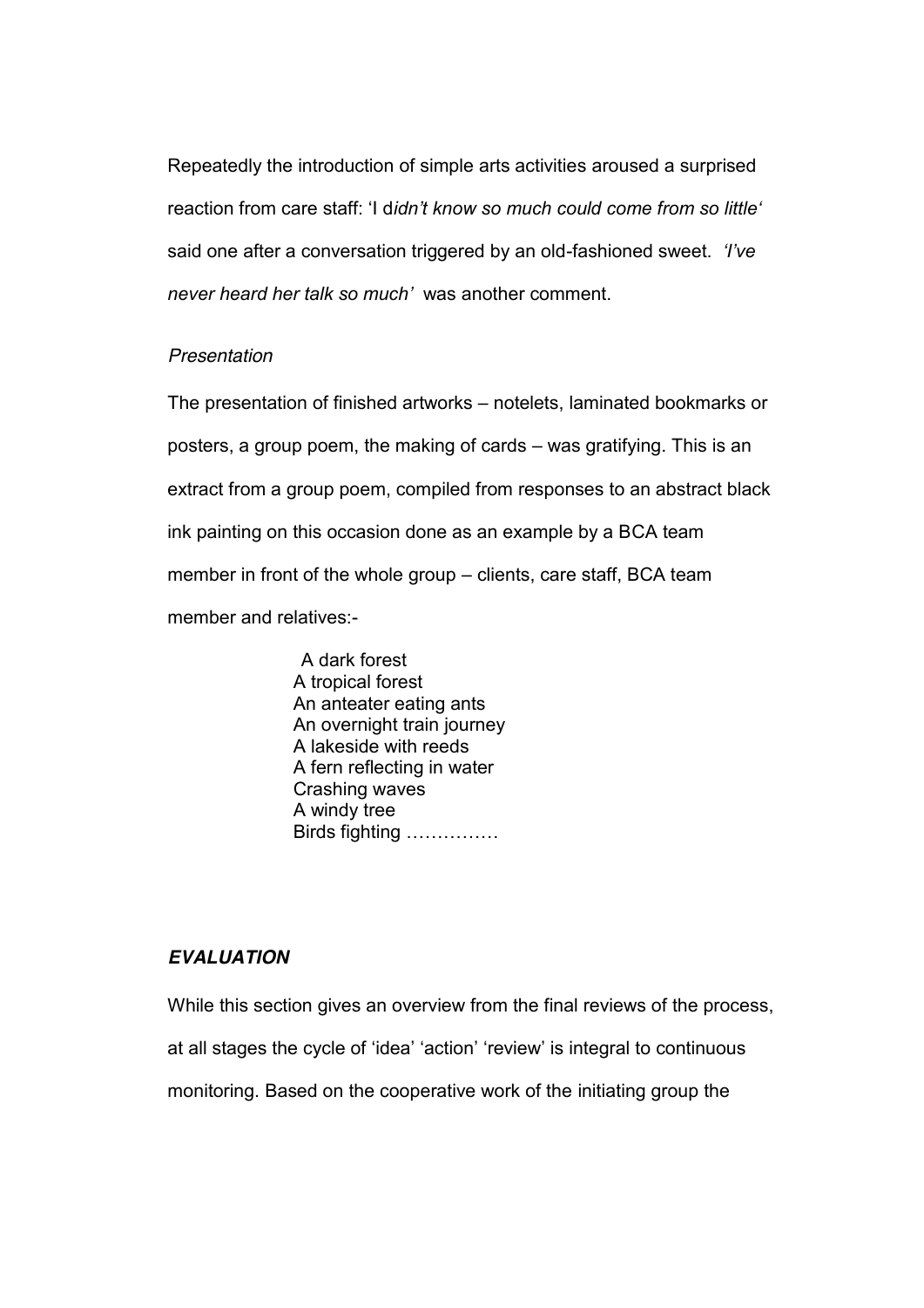Repeatedly the introduction of simple arts activities aroused a surprised reaction from care staff: 'I d*idn't know so much could come from so little'* said one after a conversation triggered by an old-fashioned sweet. *'I've never heard her talk so much'* was another comment.

*Presentation*

The presentation of finished artworks – notelets, laminated bookmarks or posters, a group poem, the making of cards – was gratifying. This is an extract from a group poem, compiled from responses to an abstract black ink painting on this occasion done as an example by a BCA team member in front of the whole group – clients, care staff, BCA team member and relatives:-

> A dark forest  
> A tropical forest  
> An anteater eating ants  
> An overnight train journey  
> A lakeside with reeds  
> A fern reflecting in water  
> Crashing waves  
> A windy tree  
> Birds fighting ……………

### *EVALUATION*

While this section gives an overview from the final reviews of the process, at all stages the cycle of 'idea' 'action' 'review' is integral to continuous monitoring. Based on the cooperative work of the initiating group the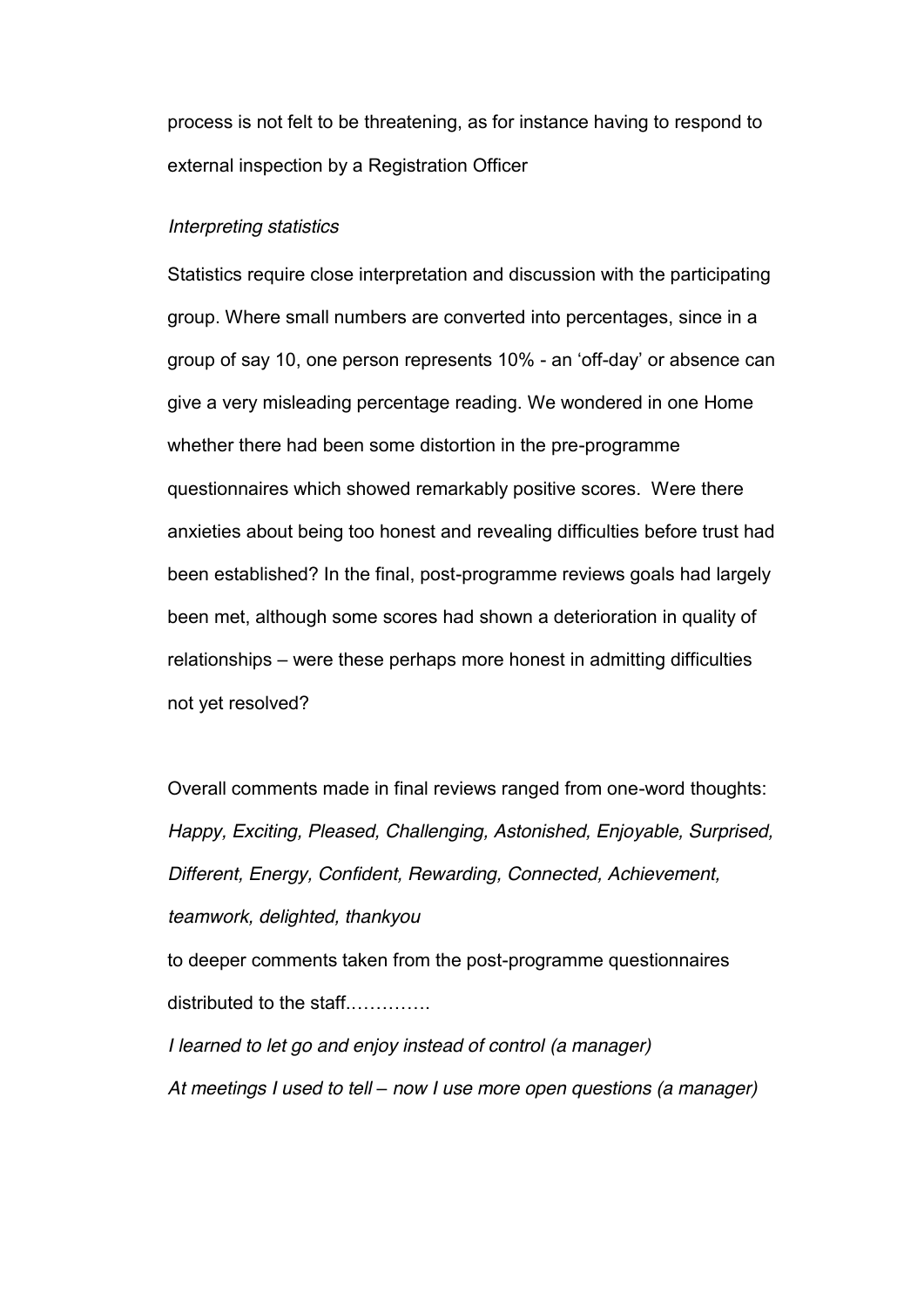process is not felt to be threatening, as for instance having to respond to external inspection by a Registration Officer

*Interpreting statistics*

Statistics require close interpretation and discussion with the participating group. Where small numbers are converted into percentages, since in a group of say 10, one person represents 10% - an 'off-day' or absence can give a very misleading percentage reading. We wondered in one Home whether there had been some distortion in the pre-programme questionnaires which showed remarkably positive scores. Were there anxieties about being too honest and revealing difficulties before trust had been established? In the final, post-programme reviews goals had largely been met, although some scores had shown a deterioration in quality of relationships – were these perhaps more honest in admitting difficulties not yet resolved?

Overall comments made in final reviews ranged from one-word thoughts: *Happy, Exciting, Pleased, Challenging, Astonished, Enjoyable, Surprised, Different, Energy, Confident, Rewarding, Connected, Achievement, teamwork, delighted, thankyou*

to deeper comments taken from the post-programme questionnaires distributed to the staff.............

*I learned to let go and enjoy instead of control (a manager)*

*At meetings I used to tell – now I use more open questions (a manager)*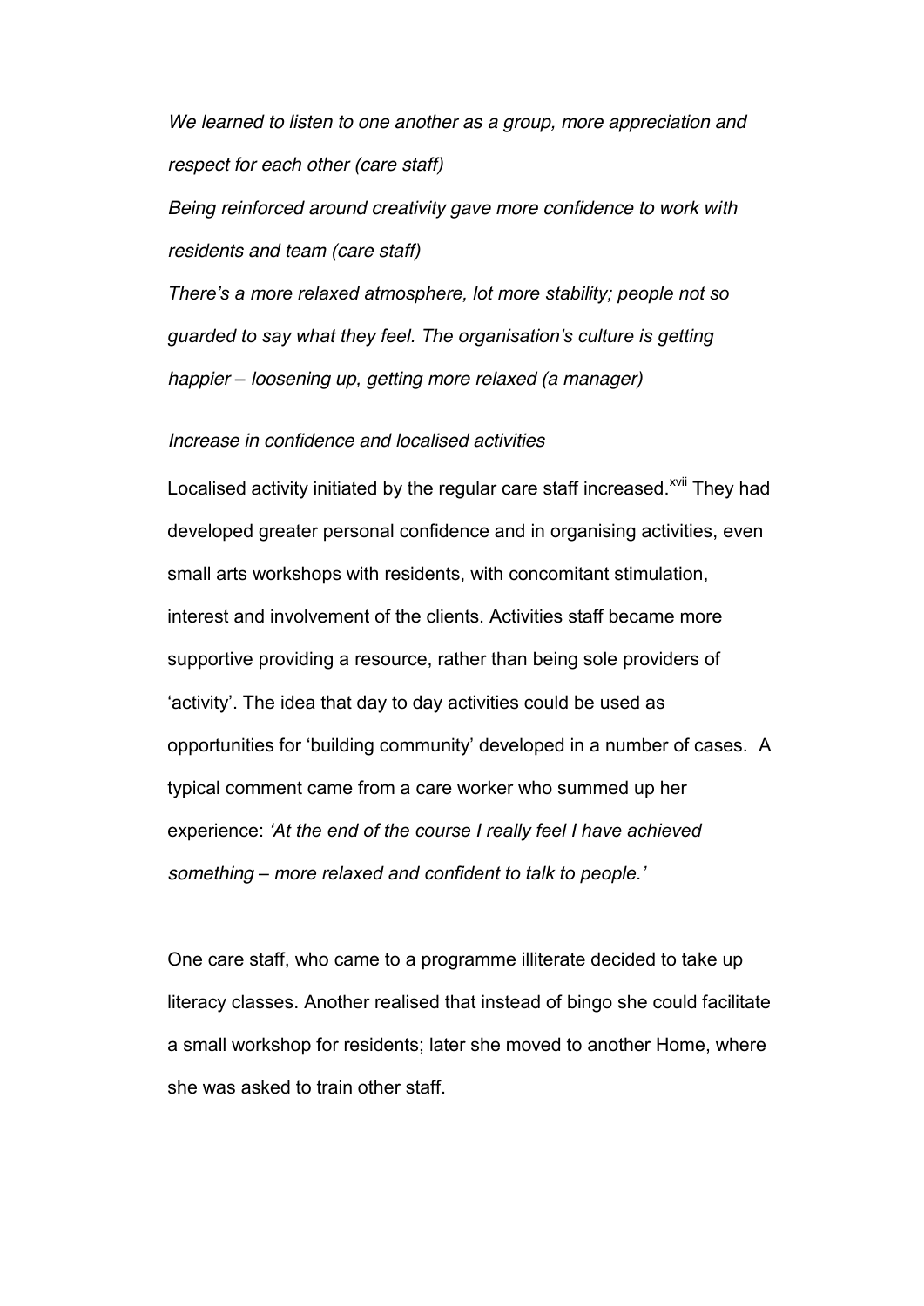*We learned to listen to one another as a group, more appreciation and respect for each other (care staff)*

*Being reinforced around creativity gave more confidence to work with residents and team (care staff)*

*There's a more relaxed atmosphere, lot more stability; people not so guarded to say what they feel. The organisation's culture is getting happier – loosening up, getting more relaxed (a manager)*

*Increase in confidence and localised activities*

Localised activity initiated by the regular care staff increased.[xvii] They had developed greater personal confidence and in organising activities, even small arts workshops with residents, with concomitant stimulation, interest and involvement of the clients. Activities staff became more supportive providing a resource, rather than being sole providers of 'activity'. The idea that day to day activities could be used as opportunities for 'building community' developed in a number of cases. A typical comment came from a care worker who summed up her experience: *'At the end of the course I really feel I have achieved something – more relaxed and confident to talk to people.'*

One care staff, who came to a programme illiterate decided to take up literacy classes. Another realised that instead of bingo she could facilitate a small workshop for residents; later she moved to another Home, where she was asked to train other staff.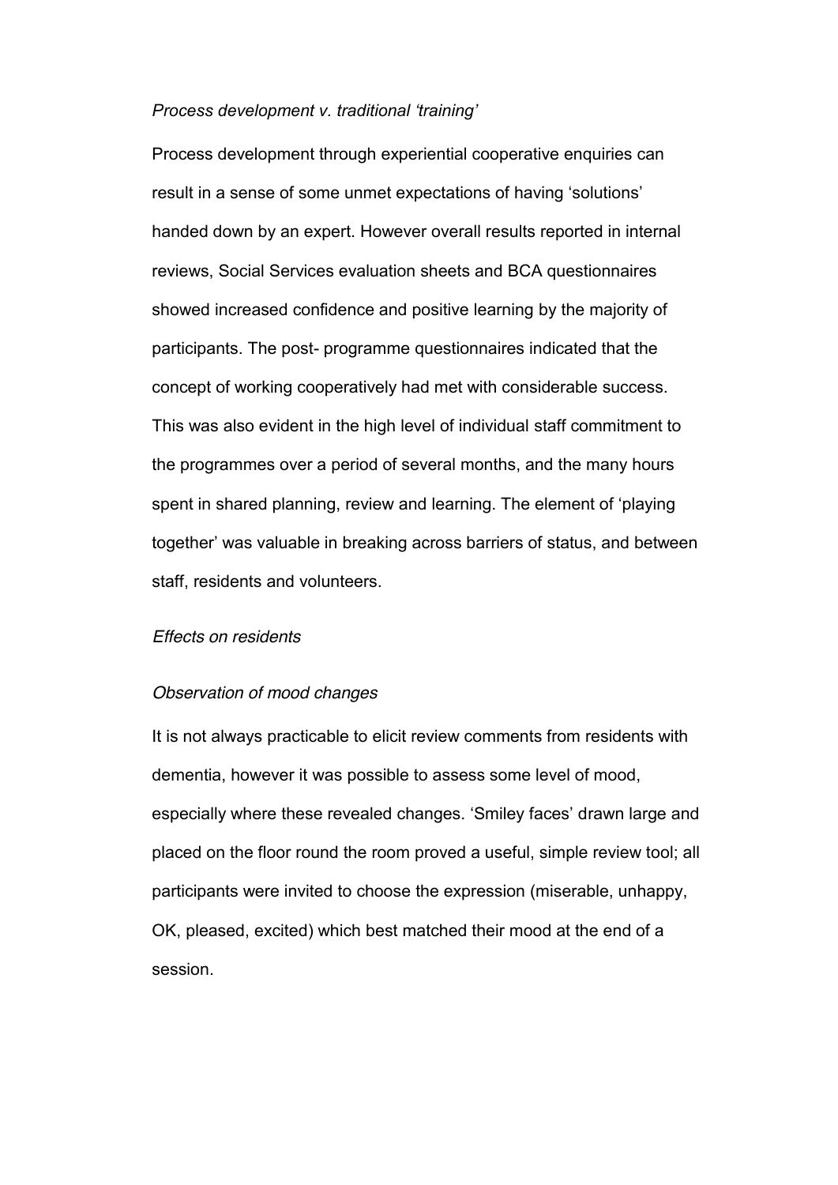*Process development v. traditional 'training'*

Process development through experiential cooperative enquiries can result in a sense of some unmet expectations of having 'solutions' handed down by an expert. However overall results reported in internal reviews, Social Services evaluation sheets and BCA questionnaires showed increased confidence and positive learning by the majority of participants. The post- programme questionnaires indicated that the concept of working cooperatively had met with considerable success. This was also evident in the high level of individual staff commitment to the programmes over a period of several months, and the many hours spent in shared planning, review and learning. The element of 'playing together' was valuable in breaking across barriers of status, and between staff, residents and volunteers.

*Effects on residents*

*Observation of mood changes*

It is not always practicable to elicit review comments from residents with dementia, however it was possible to assess some level of mood, especially where these revealed changes. 'Smiley faces' drawn large and placed on the floor round the room proved a useful, simple review tool; all participants were invited to choose the expression (miserable, unhappy, OK, pleased, excited) which best matched their mood at the end of a session.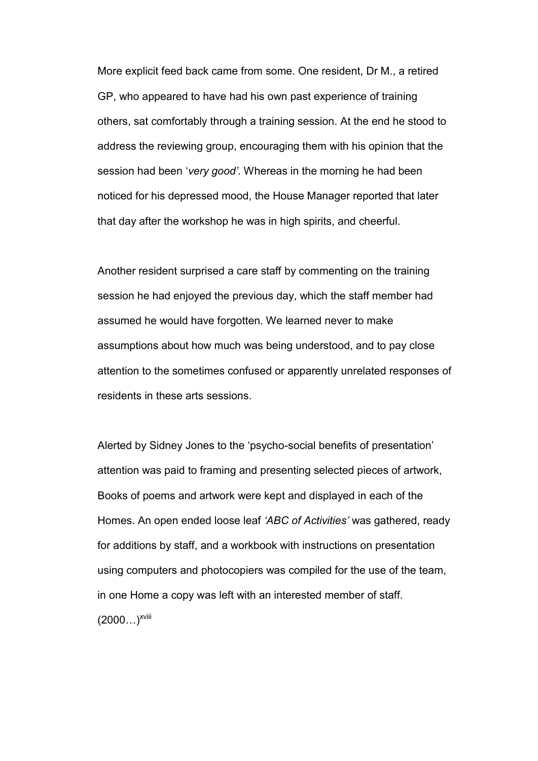More explicit feed back came from some. One resident, Dr M., a retired GP, who appeared to have had his own past experience of training others, sat comfortably through a training session. At the end he stood to address the reviewing group, encouraging them with his opinion that the session had been '*very good'*. Whereas in the morning he had been noticed for his depressed mood, the House Manager reported that later that day after the workshop he was in high spirits, and cheerful.

Another resident surprised a care staff by commenting on the training session he had enjoyed the previous day, which the staff member had assumed he would have forgotten. We learned never to make assumptions about how much was being understood, and to pay close attention to the sometimes confused or apparently unrelated responses of residents in these arts sessions.

Alerted by Sidney Jones to the 'psycho-social benefits of presentation' attention was paid to framing and presenting selected pieces of artwork, Books of poems and artwork were kept and displayed in each of the Homes. An open ended loose leaf *'ABC of Activities'* was gathered, ready for additions by staff, and a workbook with instructions on presentation using computers and photocopiers was compiled for the use of the team, in one Home a copy was left with an interested member of staff. (2000…)[xviii]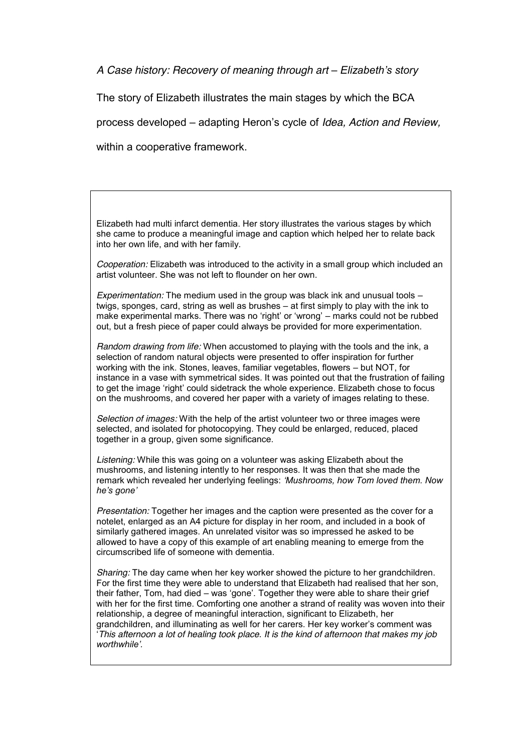*A Case history: Recovery of meaning through art – Elizabeth's story*

The story of Elizabeth illustrates the main stages by which the BCA process developed – adapting Heron's cycle of *Idea, Action and Review,* within a cooperative framework.

Elizabeth had multi infarct dementia. Her story illustrates the various stages by which she came to produce a meaningful image and caption which helped her to relate back into her own life, and with her family.

*Cooperation:* Elizabeth was introduced to the activity in a small group which included an artist volunteer. She was not left to flounder on her own.

*Experimentation:* The medium used in the group was black ink and unusual tools – twigs, sponges, card, string as well as brushes – at first simply to play with the ink to make experimental marks. There was no 'right' or 'wrong' – marks could not be rubbed out, but a fresh piece of paper could always be provided for more experimentation.

*Random drawing from life:* When accustomed to playing with the tools and the ink, a selection of random natural objects were presented to offer inspiration for further working with the ink. Stones, leaves, familiar vegetables, flowers – but NOT, for instance in a vase with symmetrical sides. It was pointed out that the frustration of failing to get the image 'right' could sidetrack the whole experience. Elizabeth chose to focus on the mushrooms, and covered her paper with a variety of images relating to these.

*Selection of images:* With the help of the artist volunteer two or three images were selected, and isolated for photocopying. They could be enlarged, reduced, placed together in a group, given some significance.

*Listening:* While this was going on a volunteer was asking Elizabeth about the mushrooms, and listening intently to her responses. It was then that she made the remark which revealed her underlying feelings: *'Mushrooms, how Tom loved them. Now he's gone'*

*Presentation:* Together her images and the caption were presented as the cover for a notelet, enlarged as an A4 picture for display in her room, and included in a book of similarly gathered images. An unrelated visitor was so impressed he asked to be allowed to have a copy of this example of art enabling meaning to emerge from the circumscribed life of someone with dementia.

*Sharing:* The day came when her key worker showed the picture to her grandchildren. For the first time they were able to understand that Elizabeth had realised that her son, their father, Tom, had died – was 'gone'. Together they were able to share their grief with her for the first time. Comforting one another a strand of reality was woven into their relationship, a degree of meaningful interaction, significant to Elizabeth, her grandchildren, and illuminating as well for her carers. Her key worker's comment was '*This afternoon a lot of healing took place. It is the kind of afternoon that makes my job worthwhile'.*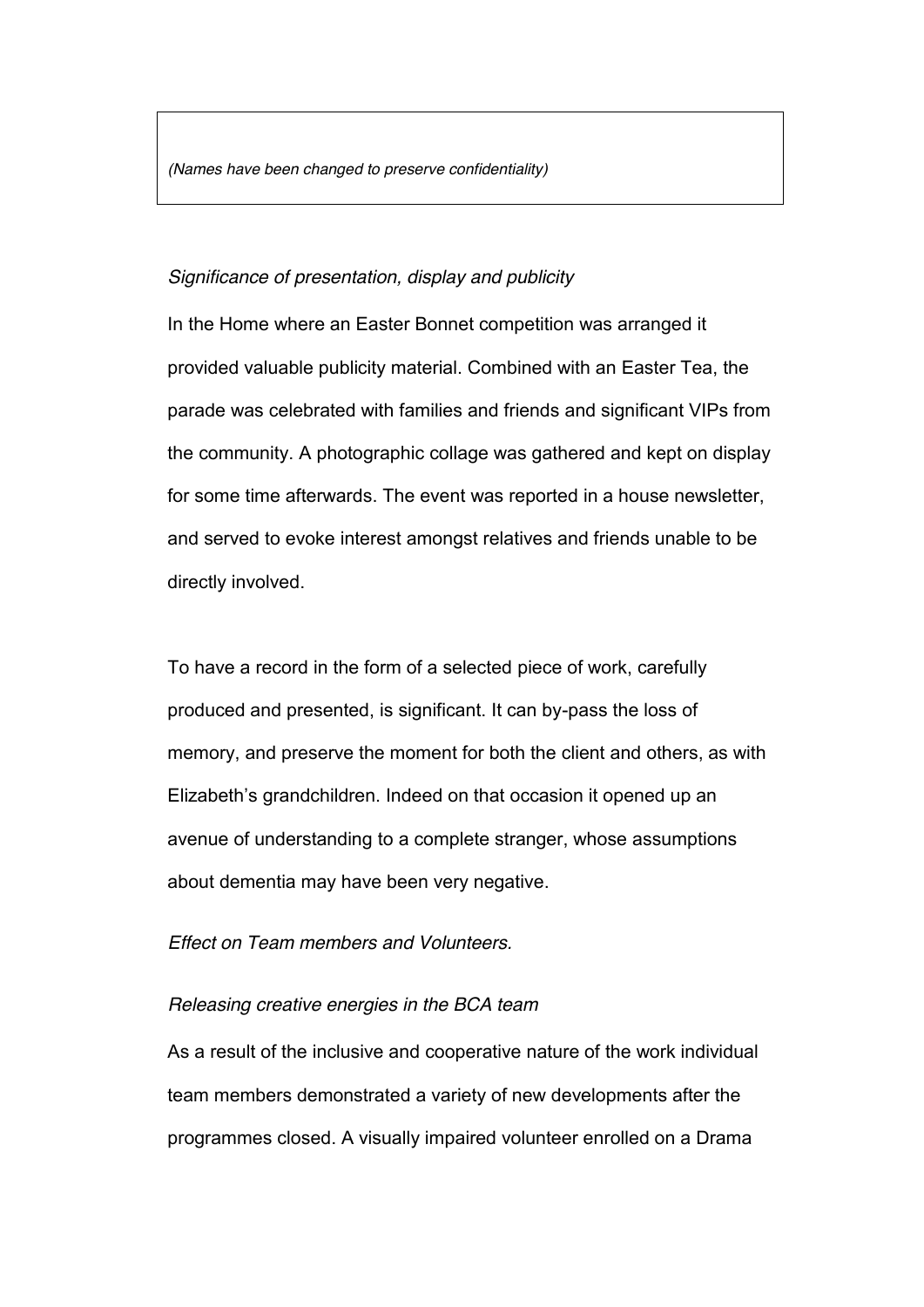*(Names have been changed to preserve confidentiality)*

*Significance of presentation, display and publicity*

In the Home where an Easter Bonnet competition was arranged it provided valuable publicity material. Combined with an Easter Tea, the parade was celebrated with families and friends and significant VIPs from the community. A photographic collage was gathered and kept on display for some time afterwards. The event was reported in a house newsletter, and served to evoke interest amongst relatives and friends unable to be directly involved.

To have a record in the form of a selected piece of work, carefully produced and presented, is significant. It can by-pass the loss of memory, and preserve the moment for both the client and others, as with Elizabeth's grandchildren. Indeed on that occasion it opened up an avenue of understanding to a complete stranger, whose assumptions about dementia may have been very negative.

*Effect on Team members and Volunteers.*

*Releasing creative energies in the BCA team*

As a result of the inclusive and cooperative nature of the work individual team members demonstrated a variety of new developments after the programmes closed. A visually impaired volunteer enrolled on a Drama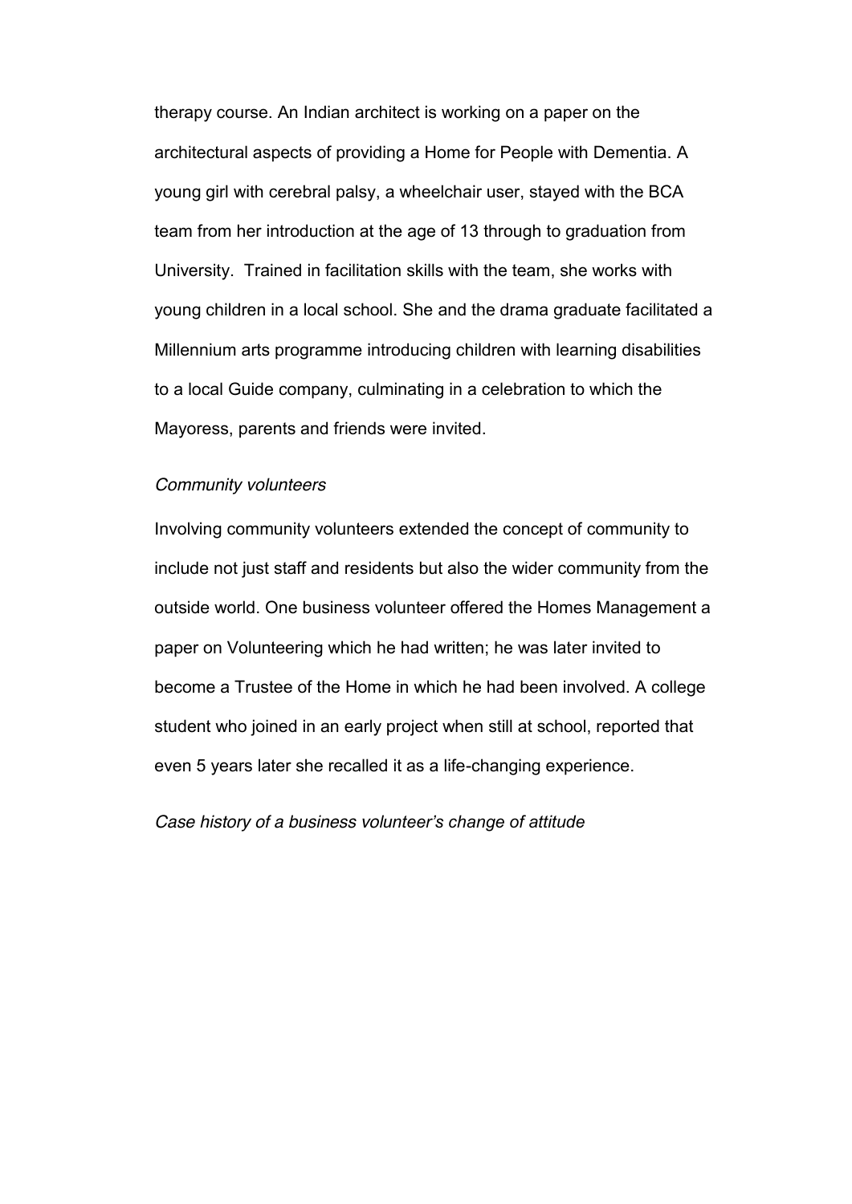therapy course. An Indian architect is working on a paper on the architectural aspects of providing a Home for People with Dementia. A young girl with cerebral palsy, a wheelchair user, stayed with the BCA team from her introduction at the age of 13 through to graduation from University. Trained in facilitation skills with the team, she works with young children in a local school. She and the drama graduate facilitated a Millennium arts programme introducing children with learning disabilities to a local Guide company, culminating in a celebration to which the Mayoress, parents and friends were invited.

*Community volunteers*

Involving community volunteers extended the concept of community to include not just staff and residents but also the wider community from the outside world. One business volunteer offered the Homes Management a paper on Volunteering which he had written; he was later invited to become a Trustee of the Home in which he had been involved. A college student who joined in an early project when still at school, reported that even 5 years later she recalled it as a life-changing experience.

*Case history of a business volunteer's change of attitude*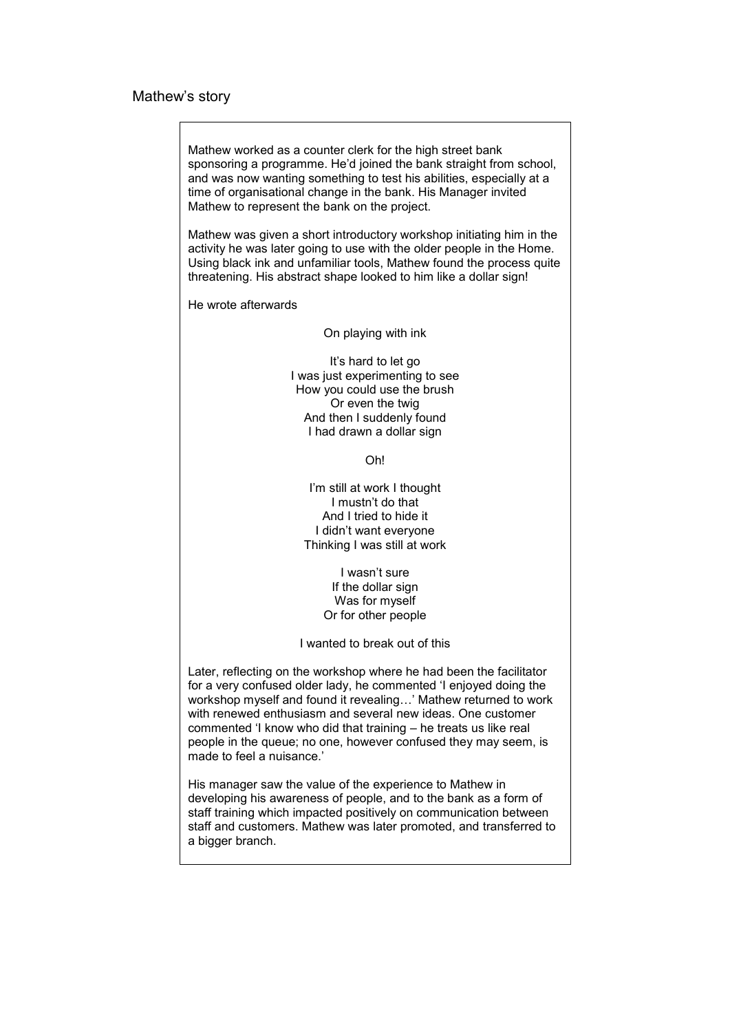## Mathew's story

Mathew worked as a counter clerk for the high street bank sponsoring a programme. He'd joined the bank straight from school, and was now wanting something to test his abilities, especially at a time of organisational change in the bank. His Manager invited Mathew to represent the bank on the project.

Mathew was given a short introductory workshop initiating him in the activity he was later going to use with the older people in the Home. Using black ink and unfamiliar tools, Mathew found the process quite threatening. His abstract shape looked to him like a dollar sign!

He wrote afterwards

On playing with ink

It's hard to let go  
I was just experimenting to see  
How you could use the brush  
Or even the twig  
And then I suddenly found  
I had drawn a dollar sign

Oh!

I'm still at work I thought  
I mustn't do that  
And I tried to hide it  
I didn't want everyone  
Thinking I was still at work

I wasn't sure  
If the dollar sign  
Was for myself  
Or for other people

I wanted to break out of this

Later, reflecting on the workshop where he had been the facilitator for a very confused older lady, he commented 'I enjoyed doing the workshop myself and found it revealing…' Mathew returned to work with renewed enthusiasm and several new ideas. One customer commented 'I know who did that training – he treats us like real people in the queue; no one, however confused they may seem, is made to feel a nuisance.'

His manager saw the value of the experience to Mathew in developing his awareness of people, and to the bank as a form of staff training which impacted positively on communication between staff and customers. Mathew was later promoted, and transferred to a bigger branch.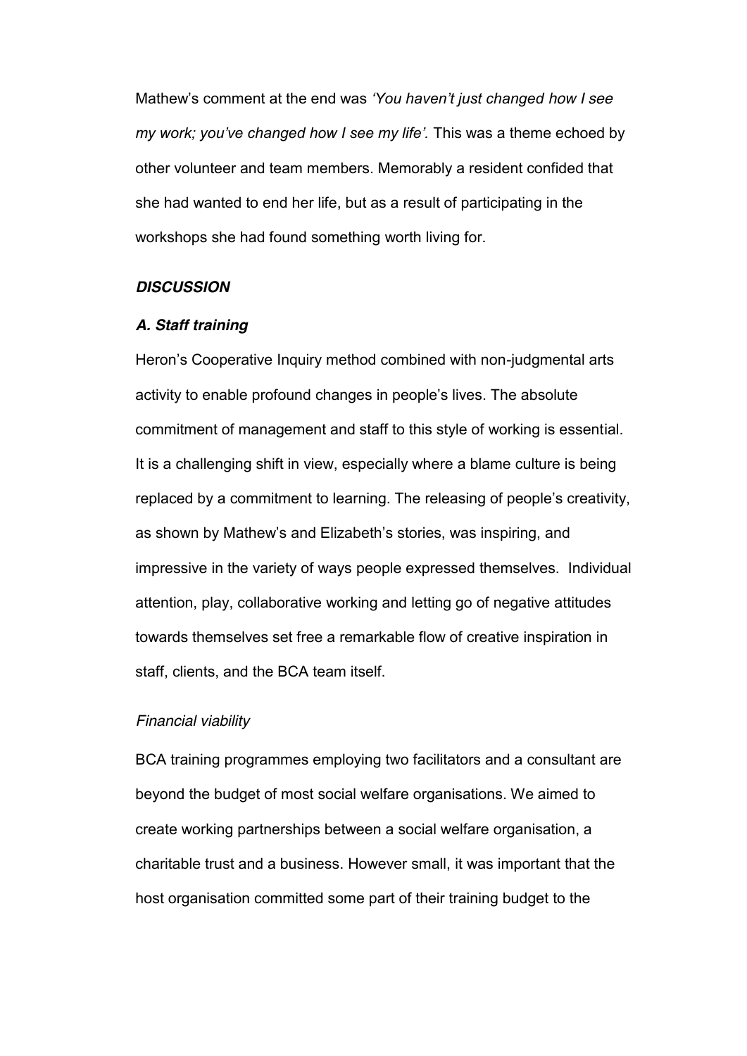Mathew's comment at the end was *'You haven't just changed how I see my work; you've changed how I see my life'.* This was a theme echoed by other volunteer and team members. Memorably a resident confided that she had wanted to end her life, but as a result of participating in the workshops she had found something worth living for.

### ***DISCUSSION***

#### ***A. Staff training***

Heron's Cooperative Inquiry method combined with non-judgmental arts activity to enable profound changes in people's lives. The absolute commitment of management and staff to this style of working is essential. It is a challenging shift in view, especially where a blame culture is being replaced by a commitment to learning. The releasing of people's creativity, as shown by Mathew's and Elizabeth's stories, was inspiring, and impressive in the variety of ways people expressed themselves. Individual attention, play, collaborative working and letting go of negative attitudes towards themselves set free a remarkable flow of creative inspiration in staff, clients, and the BCA team itself.

*Financial viability*

BCA training programmes employing two facilitators and a consultant are beyond the budget of most social welfare organisations. We aimed to create working partnerships between a social welfare organisation, a charitable trust and a business. However small, it was important that the host organisation committed some part of their training budget to the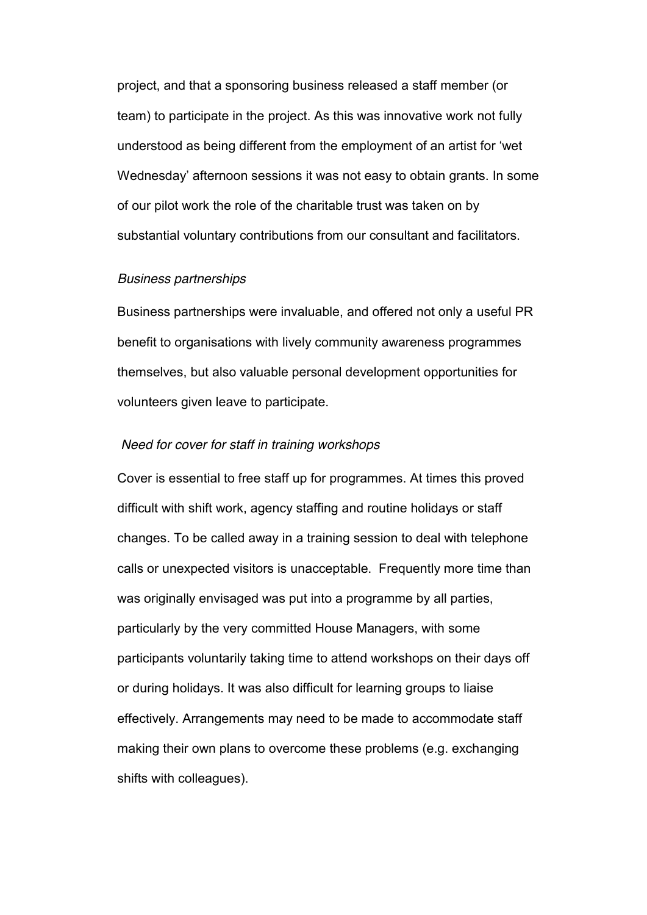project, and that a sponsoring business released a staff member (or team) to participate in the project. As this was innovative work not fully understood as being different from the employment of an artist for 'wet Wednesday' afternoon sessions it was not easy to obtain grants. In some of our pilot work the role of the charitable trust was taken on by substantial voluntary contributions from our consultant and facilitators.

*Business partnerships*

Business partnerships were invaluable, and offered not only a useful PR benefit to organisations with lively community awareness programmes themselves, but also valuable personal development opportunities for volunteers given leave to participate.

*Need for cover for staff in training workshops*

Cover is essential to free staff up for programmes. At times this proved difficult with shift work, agency staffing and routine holidays or staff changes. To be called away in a training session to deal with telephone calls or unexpected visitors is unacceptable. Frequently more time than was originally envisaged was put into a programme by all parties, particularly by the very committed House Managers, with some participants voluntarily taking time to attend workshops on their days off or during holidays. It was also difficult for learning groups to liaise effectively. Arrangements may need to be made to accommodate staff making their own plans to overcome these problems (e.g. exchanging shifts with colleagues).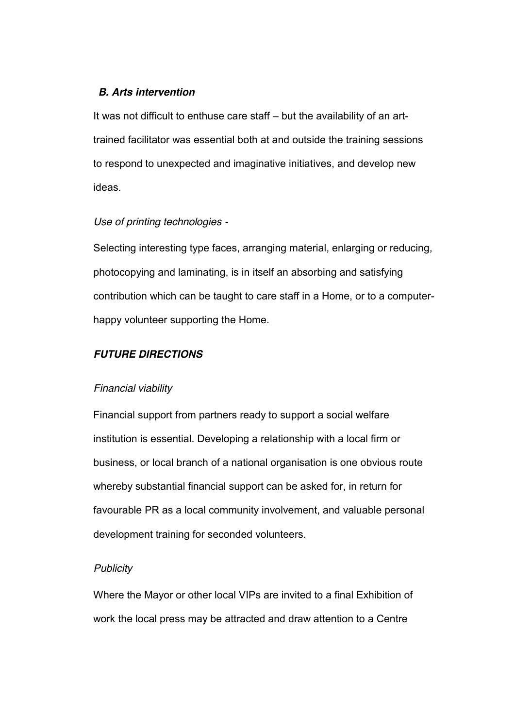### *B. Arts intervention*

It was not difficult to enthuse care staff – but the availability of an art-trained facilitator was essential both at and outside the training sessions to respond to unexpected and imaginative initiatives, and develop new ideas.

*Use of printing technologies -*

Selecting interesting type faces, arranging material, enlarging or reducing, photocopying and laminating, is in itself an absorbing and satisfying contribution which can be taught to care staff in a Home, or to a computer-happy volunteer supporting the Home.

## *FUTURE DIRECTIONS*

*Financial viability*

Financial support from partners ready to support a social welfare institution is essential. Developing a relationship with a local firm or business, or local branch of a national organisation is one obvious route whereby substantial financial support can be asked for, in return for favourable PR as a local community involvement, and valuable personal development training for seconded volunteers.

*Publicity*

Where the Mayor or other local VIPs are invited to a final Exhibition of work the local press may be attracted and draw attention to a Centre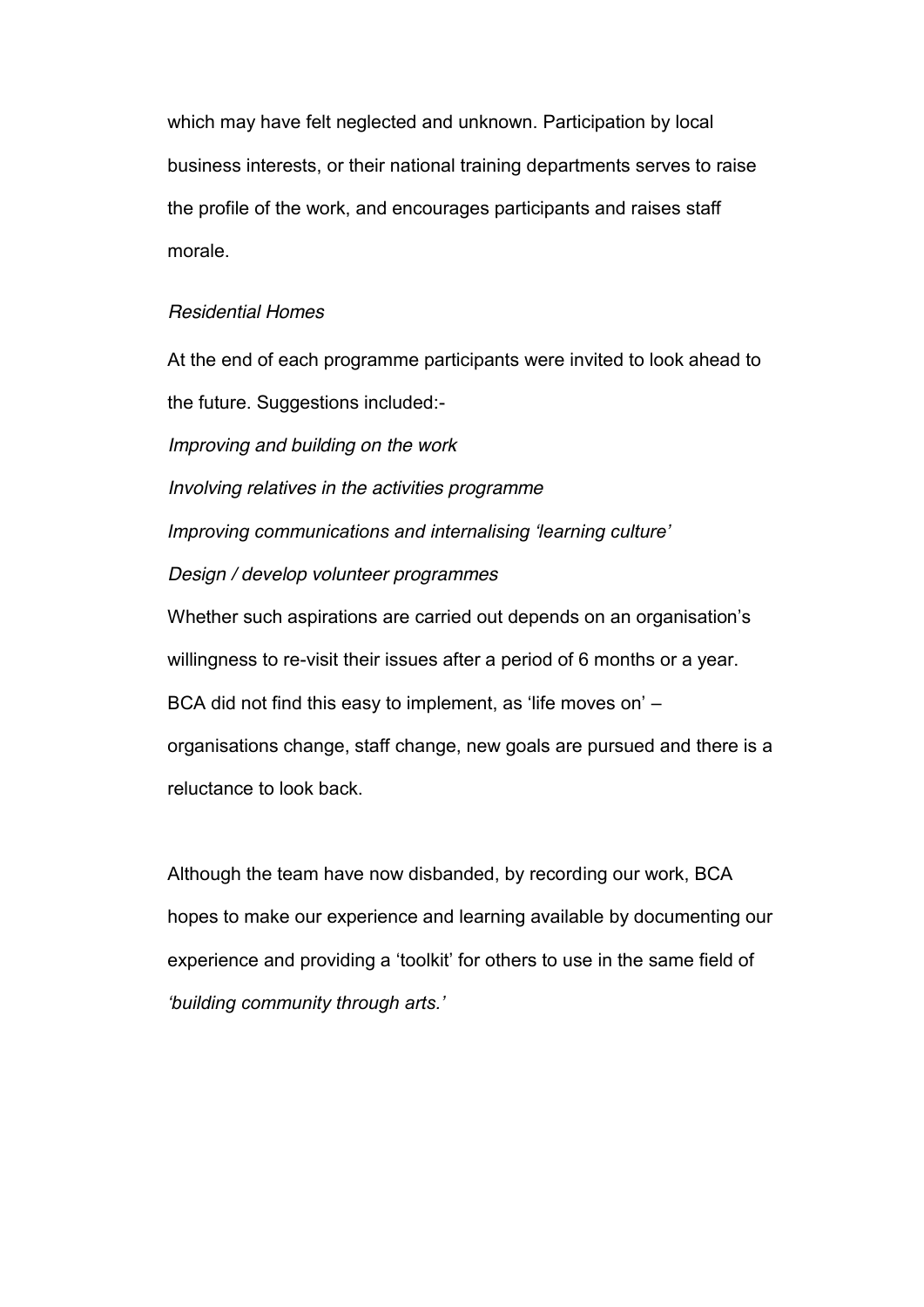which may have felt neglected and unknown. Participation by local business interests, or their national training departments serves to raise the profile of the work, and encourages participants and raises staff morale.

*Residential Homes*

At the end of each programme participants were invited to look ahead to the future. Suggestions included:-

*Improving and building on the work*

*Involving relatives in the activities programme*

*Improving communications and internalising 'learning culture'*

*Design / develop volunteer programmes*

Whether such aspirations are carried out depends on an organisation's willingness to re-visit their issues after a period of 6 months or a year. BCA did not find this easy to implement, as 'life moves on' – organisations change, staff change, new goals are pursued and there is a reluctance to look back.

Although the team have now disbanded, by recording our work, BCA hopes to make our experience and learning available by documenting our experience and providing a 'toolkit' for others to use in the same field of *'building community through arts.'*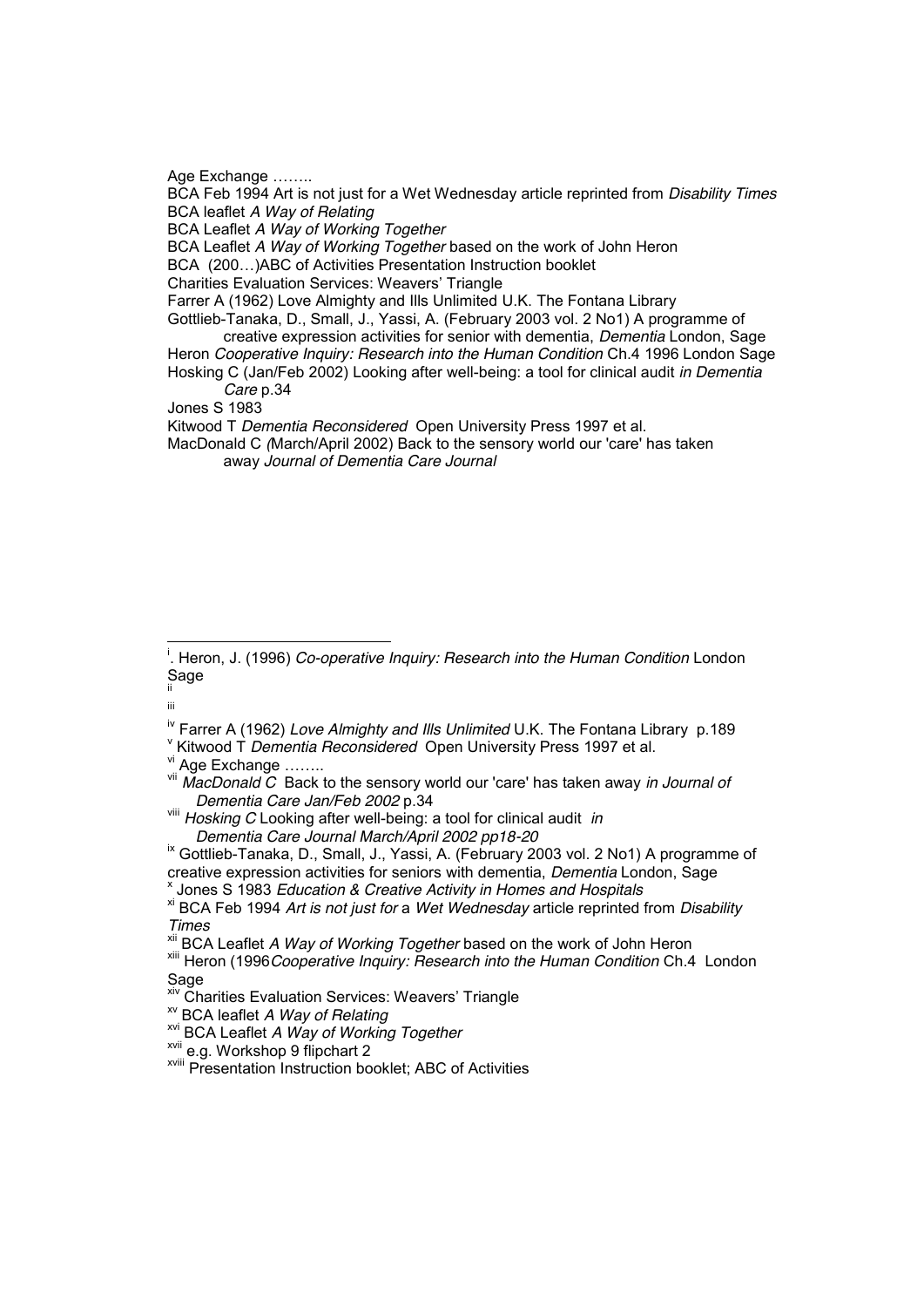Age Exchange ……..

BCA Feb 1994 Art is not just for a Wet Wednesday article reprinted from *Disability Times*

BCA leaflet *A Way of Relating*

BCA Leaflet *A Way of Working Together*

BCA Leaflet *A Way of Working Together* based on the work of John Heron

BCA (200…)ABC of Activities Presentation Instruction booklet

Charities Evaluation Services: Weavers' Triangle

Farrer A (1962) Love Almighty and Ills Unlimited U.K. The Fontana Library

Gottlieb-Tanaka, D., Small, J., Yassi, A. (February 2003 vol. 2 No1) A programme of creative expression activities for senior with dementia, *Dementia* London, Sage

Heron *Cooperative Inquiry: Research into the Human Condition* Ch.4 1996 London Sage

Hosking C (Jan/Feb 2002) Looking after well-being: a tool for clinical audit *in Dementia Care* p.34

Jones S 1983

Kitwood T *Dementia Reconsidered* Open University Press 1997 et al.

MacDonald C (March/April 2002) Back to the sensory world our 'care' has taken away *Journal of Dementia Care Journal*

---

[i]. Heron, J. (1996) *Co-operative Inquiry: Research into the Human Condition* London Sage

[ii]

[iii]

[iv] Farrer A (1962) *Love Almighty and Ills Unlimited* U.K. The Fontana Library p.189

[v] Kitwood T *Dementia Reconsidered* Open University Press 1997 et al.

[vi] Age Exchange ……..

[vii] *MacDonald C* Back to the sensory world our 'care' has taken away *in Journal of Dementia Care Jan/Feb 2002* p.34

[viii] *Hosking C* Looking after well-being: a tool for clinical audit *in Dementia Care Journal March/April 2002 pp18-20*

[ix] Gottlieb-Tanaka, D., Small, J., Yassi, A. (February 2003 vol. 2 No1) A programme of creative expression activities for seniors with dementia, *Dementia* London, Sage

[x] Jones S 1983 *Education & Creative Activity in Homes and Hospitals*

[xi] BCA Feb 1994 *Art is not just for* a *Wet Wednesday* article reprinted from *Disability Times*

[xii] BCA Leaflet *A Way of Working Together* based on the work of John Heron

[xiii] Heron (1996*Cooperative Inquiry: Research into the Human Condition* Ch.4 London Sage

[xiv] Charities Evaluation Services: Weavers' Triangle

[xv] BCA leaflet *A Way of Relating*

[xvi] BCA Leaflet *A Way of Working Together*

[xvii] e.g. Workshop 9 flipchart 2

[xviii] Presentation Instruction booklet; ABC of Activities